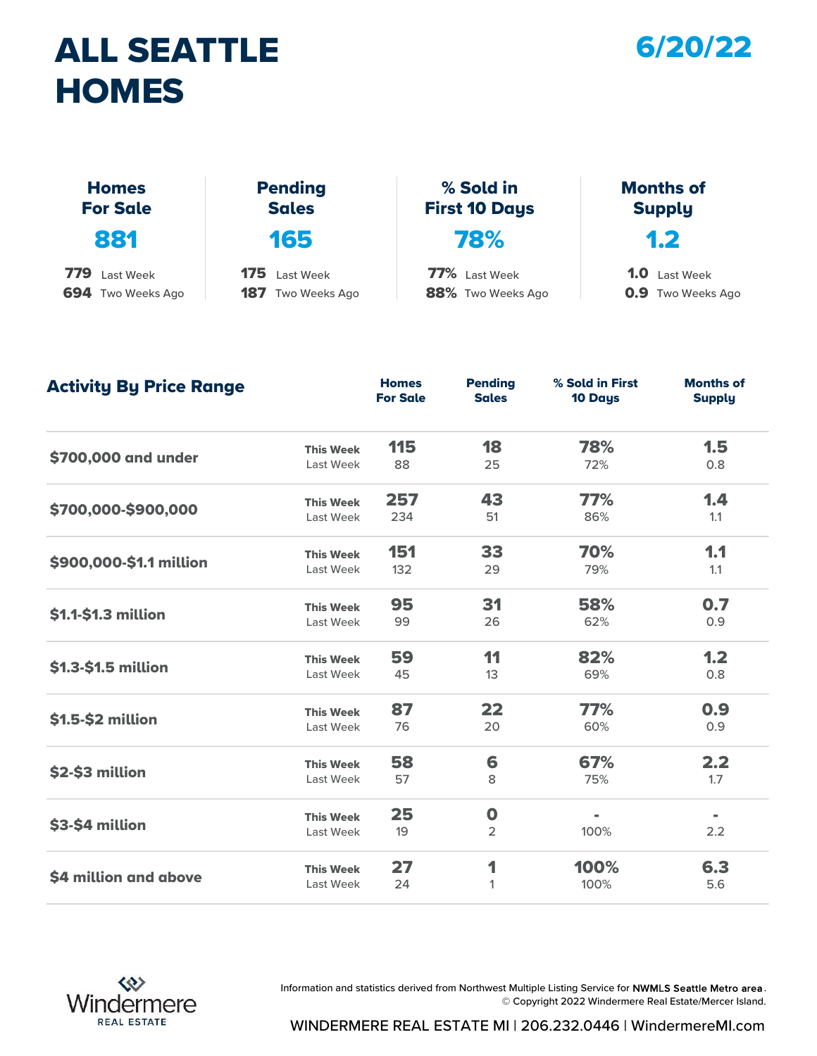# ALL SEATTLE HOMES

**6/20/22**

| Homes For Sale | Pending Sales | % Sold in First 10 Days | Months of Supply |
|---|---|---|---|
| **881** | **165** | **78%** | **1.2** |
| 779 Last Week | 175 Last Week | 77% Last Week | 1.0 Last Week |
| 694 Two Weeks Ago | 187 Two Weeks Ago | 88% Two Weeks Ago | 0.9 Two Weeks Ago |

## Activity By Price Range

| Price Range | | Homes For Sale | Pending Sales | % Sold in First 10 Days | Months of Supply |
|---|---|---|---|---|---|
| $700,000 and under | This Week | 115 | 18 | 78% | 1.5 |
| | Last Week | 88 | 25 | 72% | 0.8 |
| $700,000-$900,000 | This Week | 257 | 43 | 77% | 1.4 |
| | Last Week | 234 | 51 | 86% | 1.1 |
| $900,000-$1.1 million | This Week | 151 | 33 | 70% | 1.1 |
| | Last Week | 132 | 29 | 79% | 1.1 |
| $1.1-$1.3 million | This Week | 95 | 31 | 58% | 0.7 |
| | Last Week | 99 | 26 | 62% | 0.9 |
| $1.3-$1.5 million | This Week | 59 | 11 | 82% | 1.2 |
| | Last Week | 45 | 13 | 69% | 0.8 |
| $1.5-$2 million | This Week | 87 | 22 | 77% | 0.9 |
| | Last Week | 76 | 20 | 60% | 0.9 |
| $2-$3 million | This Week | 58 | 6 | 67% | 2.2 |
| | Last Week | 57 | 8 | 75% | 1.7 |
| $3-$4 million | This Week | 25 | 0 | - | - |
| | Last Week | 19 | 2 | 100% | 2.2 |
| $4 million and above | This Week | 27 | 1 | 100% | 6.3 |
| | Last Week | 24 | 1 | 100% | 5.6 |

Windermere REAL ESTATE

Information and statistics derived from Northwest Multiple Listing Service for **NWMLS Seattle Metro area**.
© Copyright 2022 Windermere Real Estate/Mercer Island.

WINDERMERE REAL ESTATE MI | 206.232.0446 | WindermereMI.com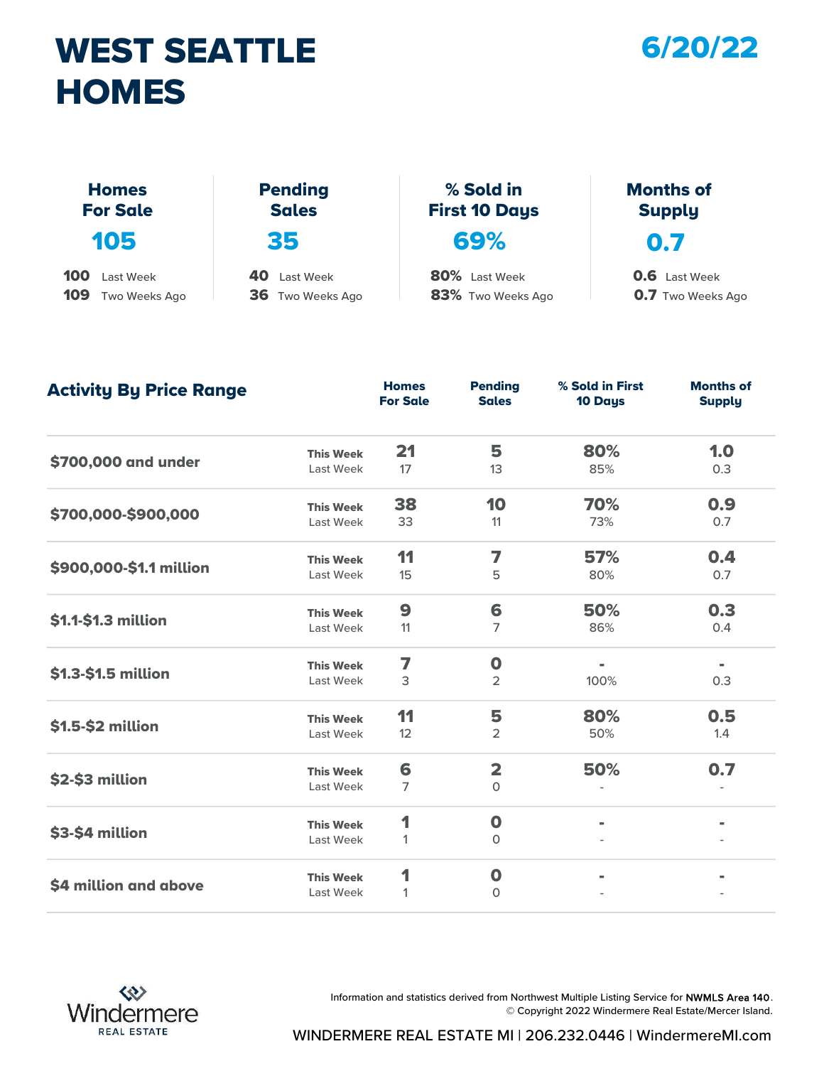# WEST SEATTLE HOMES

**6/20/22**

| Homes For Sale | Pending Sales | % Sold in First 10 Days | Months of Supply |
|---|---|---|---|
| **105** | **35** | **69%** | **0.7** |
| 100 Last Week | 40 Last Week | 80% Last Week | 0.6 Last Week |
| 109 Two Weeks Ago | 36 Two Weeks Ago | 83% Two Weeks Ago | 0.7 Two Weeks Ago |

## Activity By Price Range

| Price Range | | Homes For Sale | Pending Sales | % Sold in First 10 Days | Months of Supply |
|---|---|---|---|---|---|
| $700,000 and under | This Week | 21 | 5 | 80% | 1.0 |
| | Last Week | 17 | 13 | 85% | 0.3 |
| $700,000-$900,000 | This Week | 38 | 10 | 70% | 0.9 |
| | Last Week | 33 | 11 | 73% | 0.7 |
| $900,000-$1.1 million | This Week | 11 | 7 | 57% | 0.4 |
| | Last Week | 15 | 5 | 80% | 0.7 |
| $1.1-$1.3 million | This Week | 9 | 6 | 50% | 0.3 |
| | Last Week | 11 | 7 | 86% | 0.4 |
| $1.3-$1.5 million | This Week | 7 | 0 | - | - |
| | Last Week | 3 | 2 | 100% | 0.3 |
| $1.5-$2 million | This Week | 11 | 5 | 80% | 0.5 |
| | Last Week | 12 | 2 | 50% | 1.4 |
| $2-$3 million | This Week | 6 | 2 | 50% | 0.7 |
| | Last Week | 7 | 0 | - | - |
| $3-$4 million | This Week | 1 | 0 | - | - |
| | Last Week | 1 | 0 | - | - |
| $4 million and above | This Week | 1 | 0 | - | - |
| | Last Week | 1 | 0 | - | - |

Windermere REAL ESTATE

Information and statistics derived from Northwest Multiple Listing Service for **NWMLS Area 140**.
© Copyright 2022 Windermere Real Estate/Mercer Island.

WINDERMERE REAL ESTATE MI | 206.232.0446 | WindermereMI.com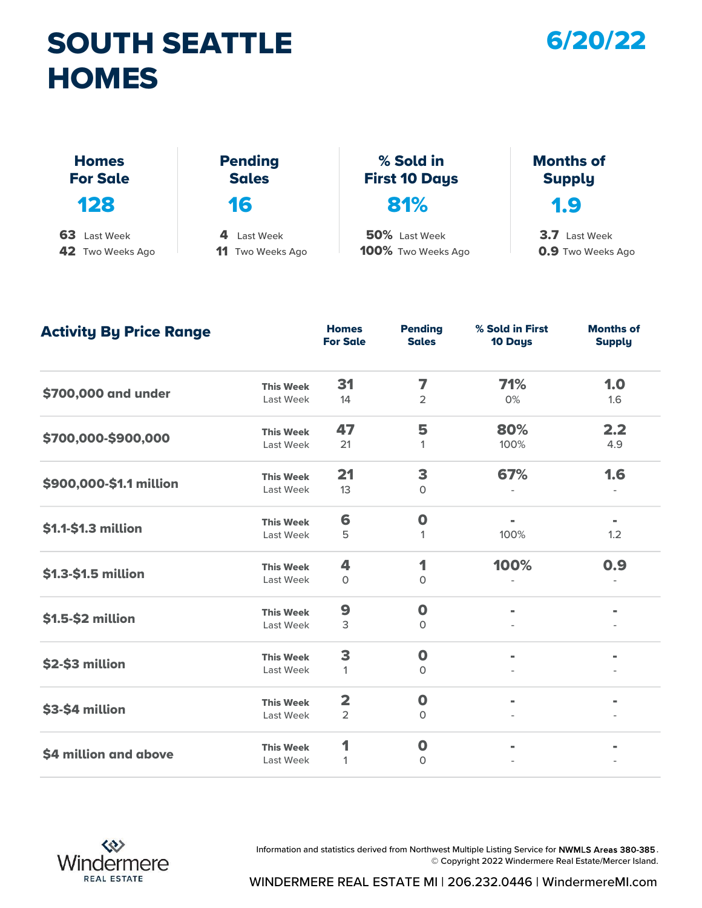# SOUTH SEATTLE HOMES

**6/20/22**

| | Homes For Sale | Pending Sales | % Sold in First 10 Days | Months of Supply |
|---|---|---|---|---|
| This Week | **128** | **16** | **81%** | **1.9** |
| Last Week | 63 | 4 | 50% | 3.7 |
| Two Weeks Ago | 42 | 11 | 100% | 0.9 |

## Activity By Price Range

| Price Range | | Homes For Sale | Pending Sales | % Sold in First 10 Days | Months of Supply |
|---|---|---|---|---|---|
| $700,000 and under | **This Week** | **31** | **7** | **71%** | **1.0** |
| | Last Week | 14 | 2 | 0% | 1.6 |
| $700,000-$900,000 | **This Week** | **47** | **5** | **80%** | **2.2** |
| | Last Week | 21 | 1 | 100% | 4.9 |
| $900,000-$1.1 million | **This Week** | **21** | **3** | **67%** | **1.6** |
| | Last Week | 13 | 0 | - | - |
| $1.1-$1.3 million | **This Week** | **6** | **0** | **-** | **-** |
| | Last Week | 5 | 1 | 100% | 1.2 |
| $1.3-$1.5 million | **This Week** | **4** | **1** | **100%** | **0.9** |
| | Last Week | 0 | 0 | - | - |
| $1.5-$2 million | **This Week** | **9** | **0** | **-** | **-** |
| | Last Week | 3 | 0 | - | - |
| $2-$3 million | **This Week** | **3** | **0** | **-** | **-** |
| | Last Week | 1 | 0 | - | - |
| $3-$4 million | **This Week** | **2** | **0** | **-** | **-** |
| | Last Week | 2 | 0 | - | - |
| $4 million and above | **This Week** | **1** | **0** | **-** | **-** |
| | Last Week | 1 | 0 | - | - |

Windermere REAL ESTATE

Information and statistics derived from Northwest Multiple Listing Service for **NWMLS Areas 380-385**.
© Copyright 2022 Windermere Real Estate/Mercer Island.

WINDERMERE REAL ESTATE MI | 206.232.0446 | WindermereMI.com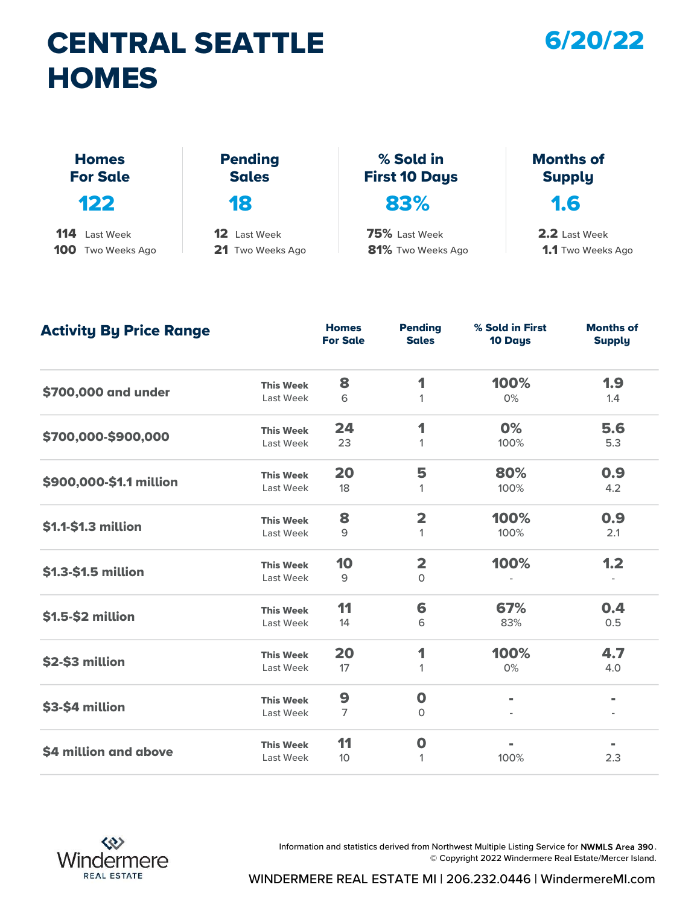# CENTRAL SEATTLE HOMES

**6/20/22**

| | Homes For Sale | Pending Sales | % Sold in First 10 Days | Months of Supply |
|---|---|---|---|---|
| Current | **122** | **18** | **83%** | **1.6** |
| Last Week | 114 | 12 | 75% | 2.2 |
| Two Weeks Ago | 100 | 21 | 81% | 1.1 |

## Activity By Price Range

| Price Range | | Homes For Sale | Pending Sales | % Sold in First 10 Days | Months of Supply |
|---|---|---|---|---|---|
| $700,000 and under | **This Week** | **8** | **1** | **100%** | **1.9** |
| | Last Week | 6 | 1 | 0% | 1.4 |
| $700,000-$900,000 | **This Week** | **24** | **1** | **0%** | **5.6** |
| | Last Week | 23 | 1 | 100% | 5.3 |
| $900,000-$1.1 million | **This Week** | **20** | **5** | **80%** | **0.9** |
| | Last Week | 18 | 1 | 100% | 4.2 |
| $1.1-$1.3 million | **This Week** | **8** | **2** | **100%** | **0.9** |
| | Last Week | 9 | 1 | 100% | 2.1 |
| $1.3-$1.5 million | **This Week** | **10** | **2** | **100%** | **1.2** |
| | Last Week | 9 | 0 | - | - |
| $1.5-$2 million | **This Week** | **11** | **6** | **67%** | **0.4** |
| | Last Week | 14 | 6 | 83% | 0.5 |
| $2-$3 million | **This Week** | **20** | **1** | **100%** | **4.7** |
| | Last Week | 17 | 1 | 0% | 4.0 |
| $3-$4 million | **This Week** | **9** | **0** | **-** | **-** |
| | Last Week | 7 | 0 | - | - |
| $4 million and above | **This Week** | **11** | **0** | **-** | **-** |
| | Last Week | 10 | 1 | 100% | 2.3 |

Windermere REAL ESTATE

Information and statistics derived from Northwest Multiple Listing Service for **NWMLS Area 390**.
© Copyright 2022 Windermere Real Estate/Mercer Island.

WINDERMERE REAL ESTATE MI | 206.232.0446 | WindermereMI.com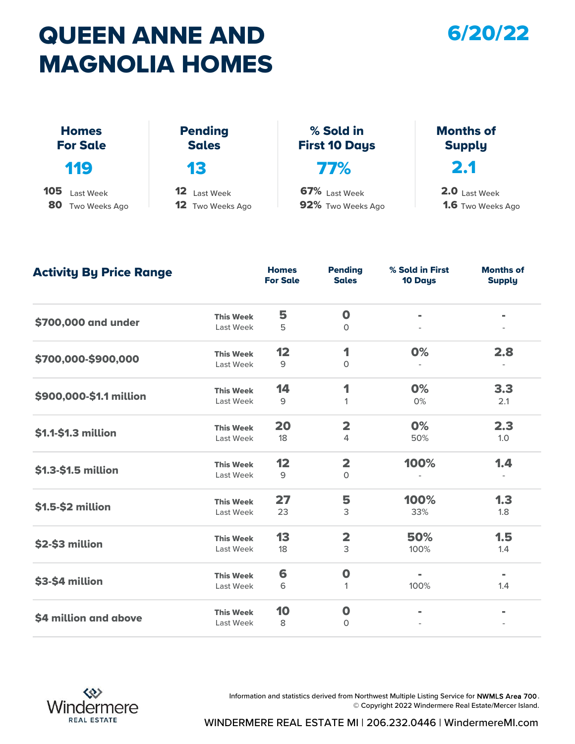# QUEEN ANNE AND MAGNOLIA HOMES

**6/20/22**

| Homes For Sale | Pending Sales | % Sold in First 10 Days | Months of Supply |
|---|---|---|---|
| **119** | **13** | **77%** | **2.1** |
| 105 Last Week | 12 Last Week | 67% Last Week | 2.0 Last Week |
| 80 Two Weeks Ago | 12 Two Weeks Ago | 92% Two Weeks Ago | 1.6 Two Weeks Ago |

## Activity By Price Range

| Price Range | | Homes For Sale | Pending Sales | % Sold in First 10 Days | Months of Supply |
|---|---|---|---|---|---|
| $700,000 and under | This Week | 5 | 0 | - | - |
| | Last Week | 5 | 0 | - | - |
| $700,000-$900,000 | This Week | 12 | 1 | 0% | 2.8 |
| | Last Week | 9 | 0 | - | - |
| $900,000-$1.1 million | This Week | 14 | 1 | 0% | 3.3 |
| | Last Week | 9 | 1 | 0% | 2.1 |
| $1.1-$1.3 million | This Week | 20 | 2 | 0% | 2.3 |
| | Last Week | 18 | 4 | 50% | 1.0 |
| $1.3-$1.5 million | This Week | 12 | 2 | 100% | 1.4 |
| | Last Week | 9 | 0 | - | - |
| $1.5-$2 million | This Week | 27 | 5 | 100% | 1.3 |
| | Last Week | 23 | 3 | 33% | 1.8 |
| $2-$3 million | This Week | 13 | 2 | 50% | 1.5 |
| | Last Week | 18 | 3 | 100% | 1.4 |
| $3-$4 million | This Week | 6 | 0 | - | - |
| | Last Week | 6 | 1 | 100% | 1.4 |
| $4 million and above | This Week | 10 | 0 | - | - |
| | Last Week | 8 | 0 | - | - |

Windermere REAL ESTATE

Information and statistics derived from Northwest Multiple Listing Service for **NWMLS Area 700**.
© Copyright 2022 Windermere Real Estate/Mercer Island.

WINDERMERE REAL ESTATE MI | 206.232.0446 | WindermereMI.com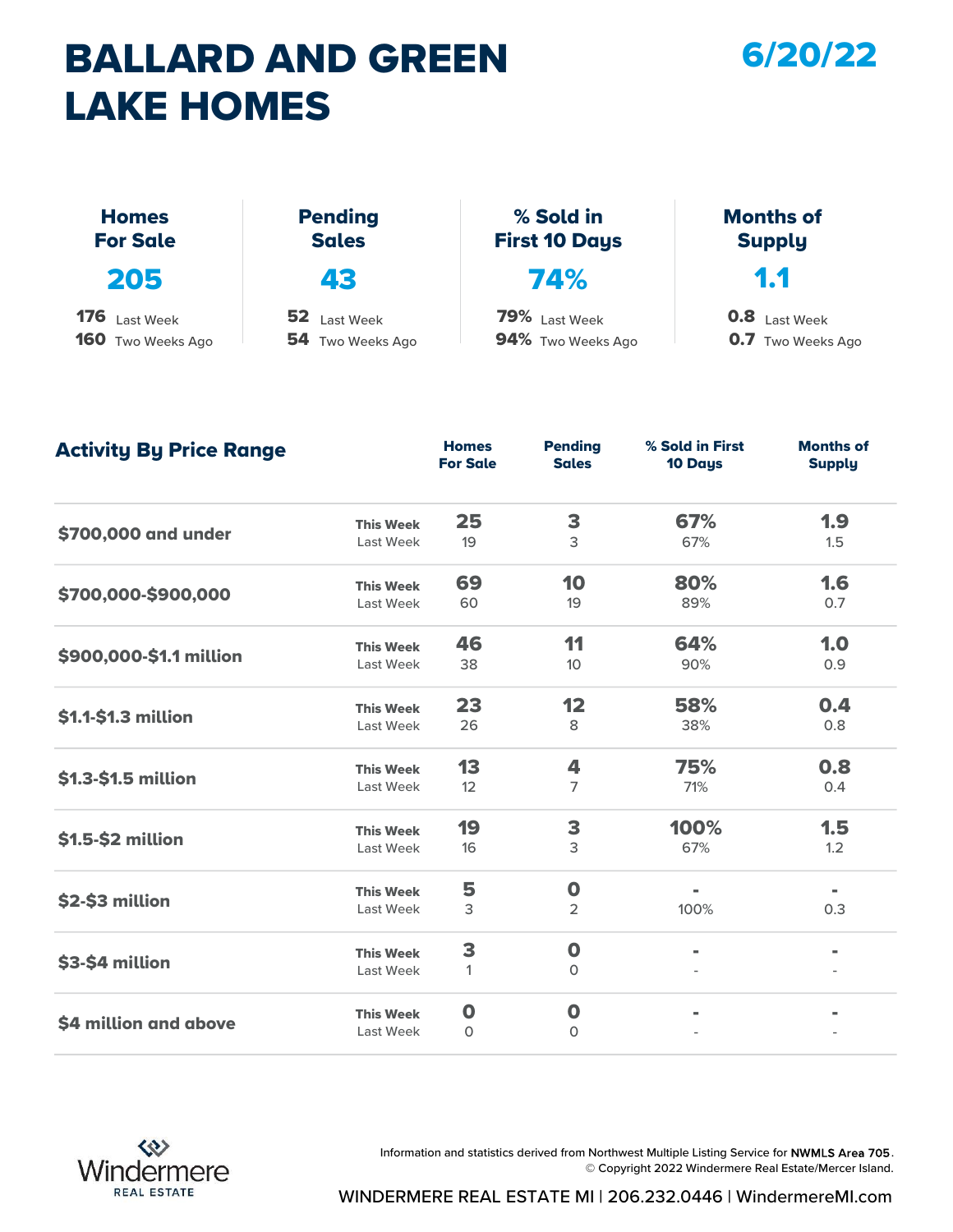# BALLARD AND GREEN LAKE HOMES

**6/20/22**

| Homes For Sale | Pending Sales | % Sold in First 10 Days | Months of Supply |
|---|---|---|---|
| **205** | **43** | **74%** | **1.1** |
| 176 Last Week | 52 Last Week | 79% Last Week | 0.8 Last Week |
| 160 Two Weeks Ago | 54 Two Weeks Ago | 94% Two Weeks Ago | 0.7 Two Weeks Ago |

## Activity By Price Range

| Price Range | | Homes For Sale | Pending Sales | % Sold in First 10 Days | Months of Supply |
|---|---|---|---|---|---|
| $700,000 and under | This Week | 25 | 3 | 67% | 1.9 |
| | Last Week | 19 | 3 | 67% | 1.5 |
| $700,000-$900,000 | This Week | 69 | 10 | 80% | 1.6 |
| | Last Week | 60 | 19 | 89% | 0.7 |
| $900,000-$1.1 million | This Week | 46 | 11 | 64% | 1.0 |
| | Last Week | 38 | 10 | 90% | 0.9 |
| $1.1-$1.3 million | This Week | 23 | 12 | 58% | 0.4 |
| | Last Week | 26 | 8 | 38% | 0.8 |
| $1.3-$1.5 million | This Week | 13 | 4 | 75% | 0.8 |
| | Last Week | 12 | 7 | 71% | 0.4 |
| $1.5-$2 million | This Week | 19 | 3 | 100% | 1.5 |
| | Last Week | 16 | 3 | 67% | 1.2 |
| $2-$3 million | This Week | 5 | 0 | - | - |
| | Last Week | 3 | 2 | 100% | 0.3 |
| $3-$4 million | This Week | 3 | 0 | - | - |
| | Last Week | 1 | 0 | - | - |
| $4 million and above | This Week | 0 | 0 | - | - |
| | Last Week | 0 | 0 | - | - |

Windermere REAL ESTATE

Information and statistics derived from Northwest Multiple Listing Service for **NWMLS Area 705**.
© Copyright 2022 Windermere Real Estate/Mercer Island.

WINDERMERE REAL ESTATE MI | 206.232.0446 | WindermereMI.com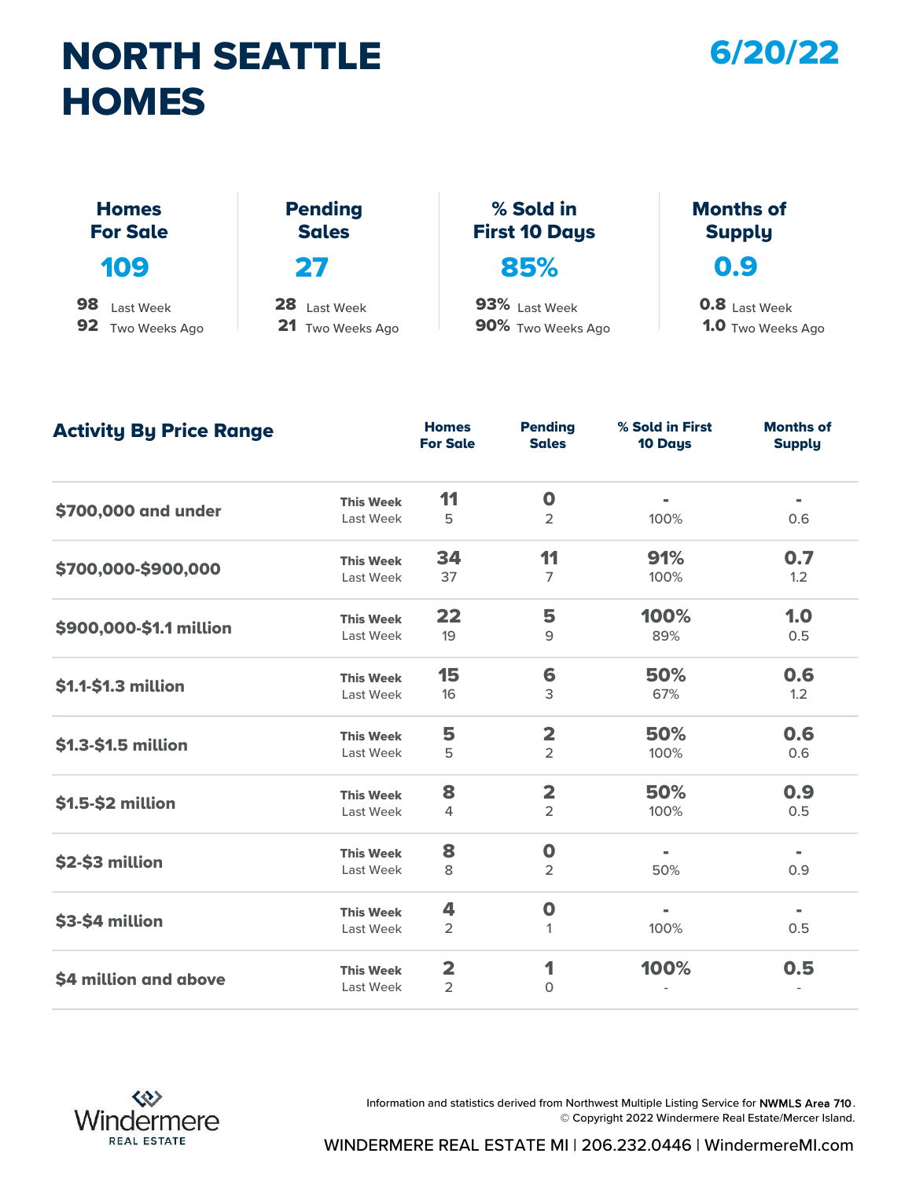# NORTH SEATTLE HOMES

## 6/20/22

| Homes For Sale | Pending Sales | % Sold in First 10 Days | Months of Supply |
|---|---|---|---|
| **109** | **27** | **85%** | **0.9** |
| 98 Last Week | 28 Last Week | 93% Last Week | 0.8 Last Week |
| 92 Two Weeks Ago | 21 Two Weeks Ago | 90% Two Weeks Ago | 1.0 Two Weeks Ago |

## Activity By Price Range

| Price Range | | Homes For Sale | Pending Sales | % Sold in First 10 Days | Months of Supply |
|---|---|---|---|---|---|
| $700,000 and under | This Week | 11 | 0 | - | - |
| | Last Week | 5 | 2 | 100% | 0.6 |
| $700,000-$900,000 | This Week | 34 | 11 | 91% | 0.7 |
| | Last Week | 37 | 7 | 100% | 1.2 |
| $900,000-$1.1 million | This Week | 22 | 5 | 100% | 1.0 |
| | Last Week | 19 | 9 | 89% | 0.5 |
| $1.1-$1.3 million | This Week | 15 | 6 | 50% | 0.6 |
| | Last Week | 16 | 3 | 67% | 1.2 |
| $1.3-$1.5 million | This Week | 5 | 2 | 50% | 0.6 |
| | Last Week | 5 | 2 | 100% | 0.6 |
| $1.5-$2 million | This Week | 8 | 2 | 50% | 0.9 |
| | Last Week | 4 | 2 | 100% | 0.5 |
| $2-$3 million | This Week | 8 | 0 | - | - |
| | Last Week | 8 | 2 | 50% | 0.9 |
| $3-$4 million | This Week | 4 | 0 | - | - |
| | Last Week | 2 | 1 | 100% | 0.5 |
| $4 million and above | This Week | 2 | 1 | 100% | 0.5 |
| | Last Week | 2 | 0 | - | - |

Windermere REAL ESTATE

Information and statistics derived from Northwest Multiple Listing Service for **NWMLS Area 710**.
© Copyright 2022 Windermere Real Estate/Mercer Island.

WINDERMERE REAL ESTATE MI | 206.232.0446 | WindermereMI.com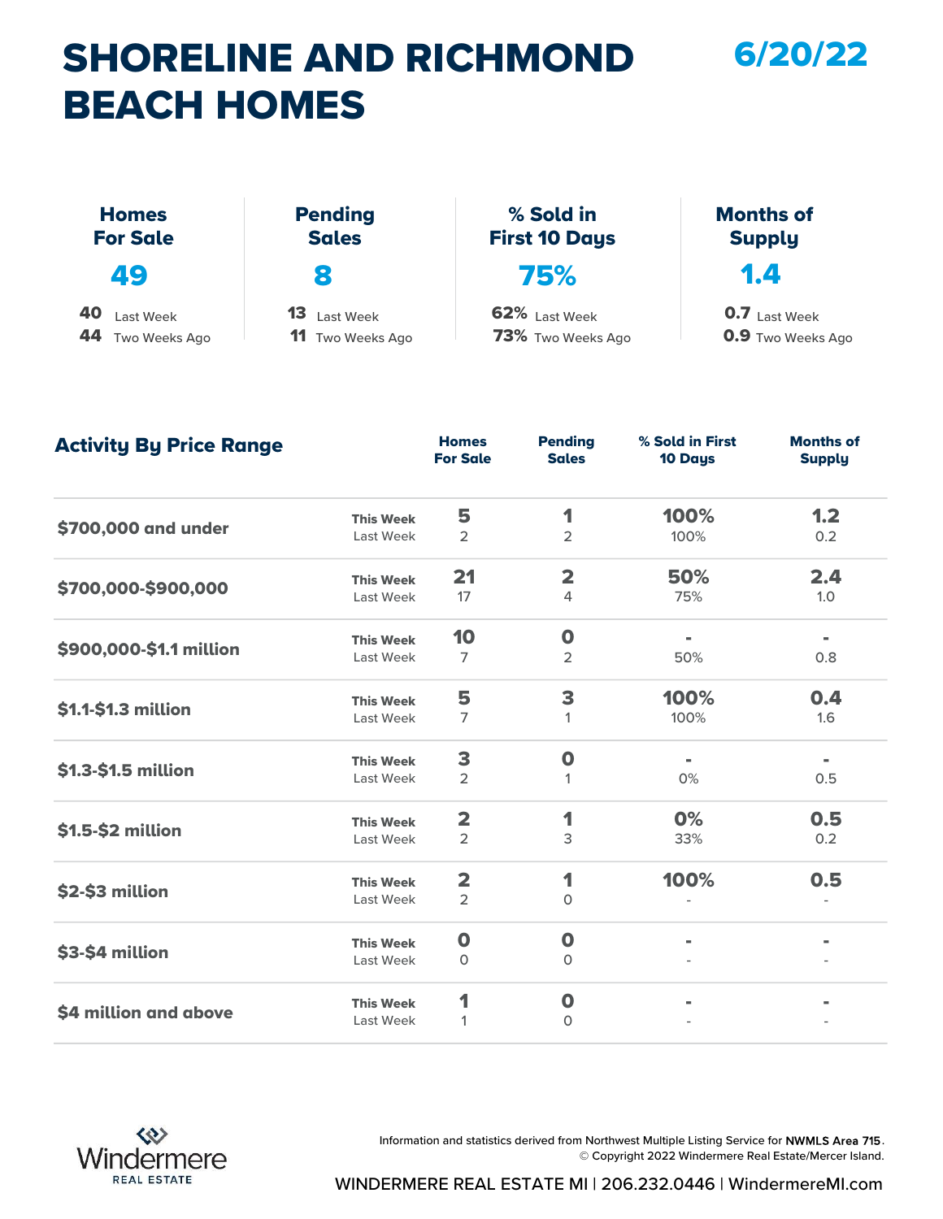# SHORELINE AND RICHMOND BEACH HOMES

**6/20/22**

| | Homes For Sale | Pending Sales | % Sold in First 10 Days | Months of Supply |
|---|---|---|---|---|
| This Week | **49** | **8** | **75%** | **1.4** |
| Last Week | 40 | 13 | 62% | 0.7 |
| Two Weeks Ago | 44 | 11 | 73% | 0.9 |

## Activity By Price Range

| Price Range | | Homes For Sale | Pending Sales | % Sold in First 10 Days | Months of Supply |
|---|---|---|---|---|---|
| $700,000 and under | **This Week** | **5** | **1** | **100%** | **1.2** |
| | Last Week | 2 | 2 | 100% | 0.2 |
| $700,000-$900,000 | **This Week** | **21** | **2** | **50%** | **2.4** |
| | Last Week | 17 | 4 | 75% | 1.0 |
| $900,000-$1.1 million | **This Week** | **10** | **0** | **-** | **-** |
| | Last Week | 7 | 2 | 50% | 0.8 |
| $1.1-$1.3 million | **This Week** | **5** | **3** | **100%** | **0.4** |
| | Last Week | 7 | 1 | 100% | 1.6 |
| $1.3-$1.5 million | **This Week** | **3** | **0** | **-** | **-** |
| | Last Week | 2 | 1 | 0% | 0.5 |
| $1.5-$2 million | **This Week** | **2** | **1** | **0%** | **0.5** |
| | Last Week | 2 | 3 | 33% | 0.2 |
| $2-$3 million | **This Week** | **2** | **1** | **100%** | **0.5** |
| | Last Week | 2 | 0 | - | - |
| $3-$4 million | **This Week** | **0** | **0** | **-** | **-** |
| | Last Week | 0 | 0 | - | - |
| $4 million and above | **This Week** | **1** | **0** | **-** | **-** |
| | Last Week | 1 | 0 | - | - |

Windermere REAL ESTATE

Information and statistics derived from Northwest Multiple Listing Service for **NWMLS Area 715**.
© Copyright 2022 Windermere Real Estate/Mercer Island.

WINDERMERE REAL ESTATE MI | 206.232.0446 | WindermereMI.com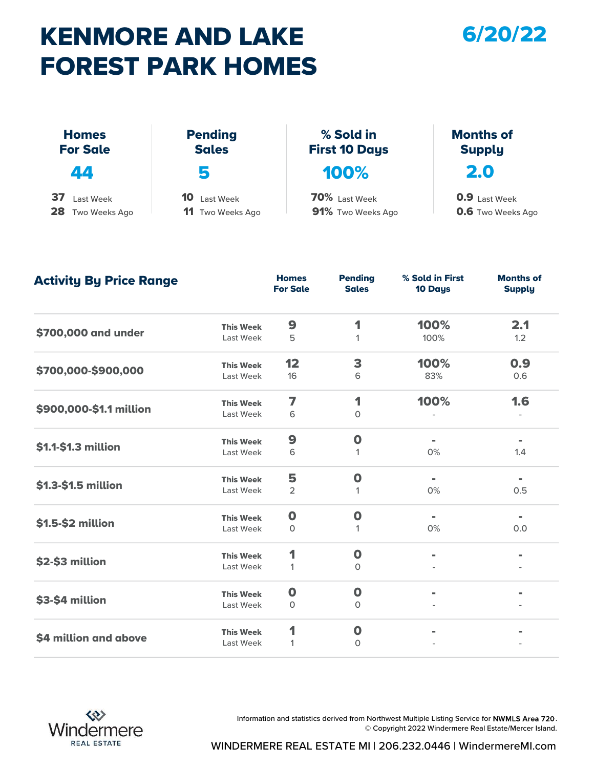# KENMORE AND LAKE FOREST PARK HOMES

**6/20/22**

| | Homes For Sale | Pending Sales | % Sold in First 10 Days | Months of Supply |
|---|---|---|---|---|
| **This Week** | **44** | **5** | **100%** | **2.0** |
| Last Week | 37 | 10 | 70% | 0.9 |
| Two Weeks Ago | 28 | 11 | 91% | 0.6 |

## Activity By Price Range

| Price Range | | Homes For Sale | Pending Sales | % Sold in First 10 Days | Months of Supply |
|---|---|---|---|---|---|
| **$700,000 and under** | **This Week** | **9** | **1** | **100%** | **2.1** |
| | Last Week | 5 | 1 | 100% | 1.2 |
| **$700,000-$900,000** | **This Week** | **12** | **3** | **100%** | **0.9** |
| | Last Week | 16 | 6 | 83% | 0.6 |
| **$900,000-$1.1 million** | **This Week** | **7** | **1** | **100%** | **1.6** |
| | Last Week | 6 | 0 | - | - |
| **$1.1-$1.3 million** | **This Week** | **9** | **0** | **-** | **-** |
| | Last Week | 6 | 1 | 0% | 1.4 |
| **$1.3-$1.5 million** | **This Week** | **5** | **0** | **-** | **-** |
| | Last Week | 2 | 1 | 0% | 0.5 |
| **$1.5-$2 million** | **This Week** | **0** | **0** | **-** | **-** |
| | Last Week | 0 | 1 | 0% | 0.0 |
| **$2-$3 million** | **This Week** | **1** | **0** | **-** | **-** |
| | Last Week | 1 | 0 | - | - |
| **$3-$4 million** | **This Week** | **0** | **0** | **-** | **-** |
| | Last Week | 0 | 0 | - | - |
| **$4 million and above** | **This Week** | **1** | **0** | **-** | **-** |
| | Last Week | 1 | 0 | - | - |

Windermere REAL ESTATE

Information and statistics derived from Northwest Multiple Listing Service for **NWMLS Area 720**.
© Copyright 2022 Windermere Real Estate/Mercer Island.

WINDERMERE REAL ESTATE MI | 206.232.0446 | WindermereMI.com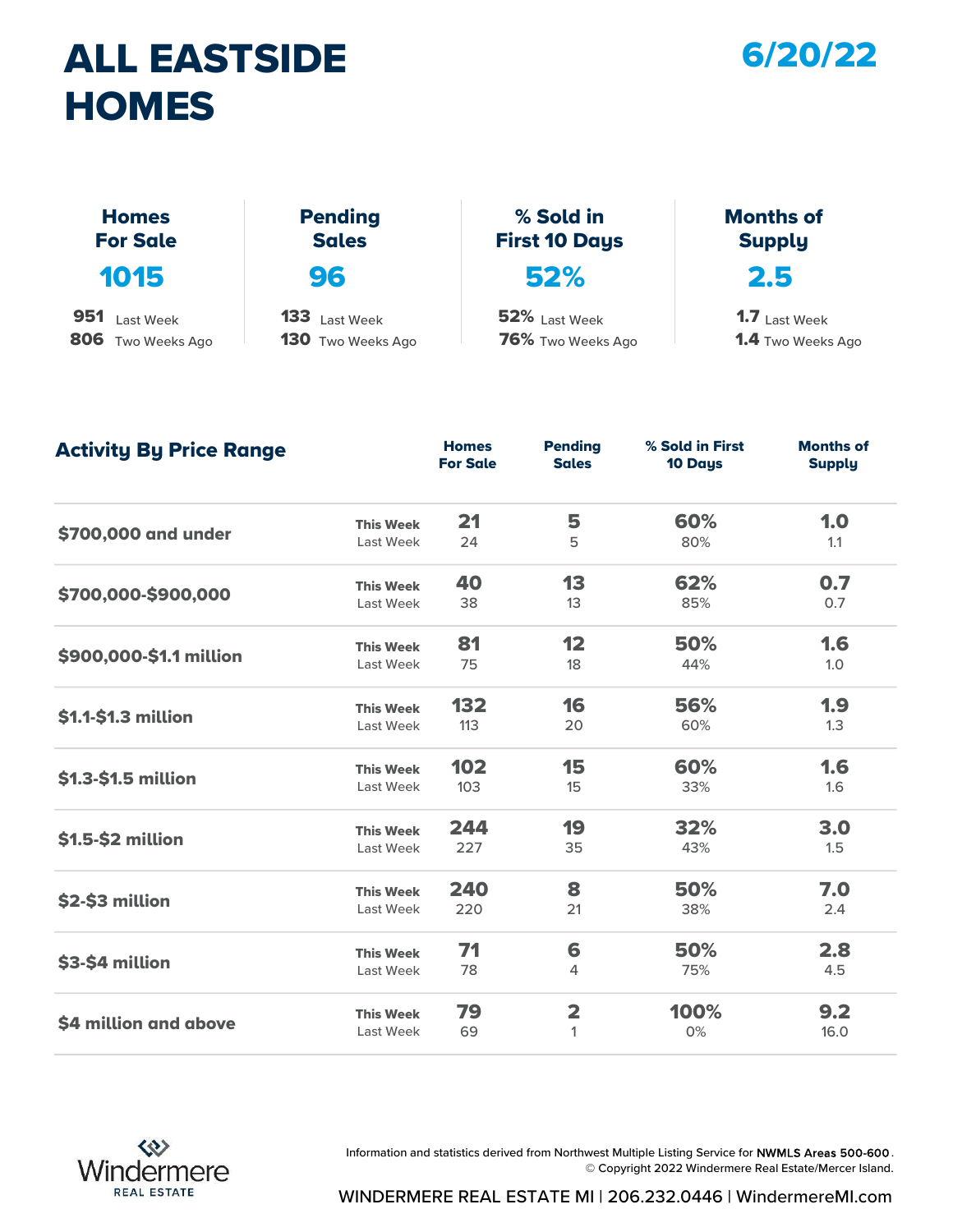# ALL EASTSIDE HOMES

**6/20/22**

| Homes For Sale | Pending Sales | % Sold in First 10 Days | Months of Supply |
|---|---|---|---|
| **1015** | **96** | **52%** | **2.5** |
| 951 Last Week | 133 Last Week | 52% Last Week | 1.7 Last Week |
| 806 Two Weeks Ago | 130 Two Weeks Ago | 76% Two Weeks Ago | 1.4 Two Weeks Ago |

## Activity By Price Range

| Price Range | | Homes For Sale | Pending Sales | % Sold in First 10 Days | Months of Supply |
|---|---|---|---|---|---|
| $700,000 and under | This Week | 21 | 5 | 60% | 1.0 |
| | Last Week | 24 | 5 | 80% | 1.1 |
| $700,000-$900,000 | This Week | 40 | 13 | 62% | 0.7 |
| | Last Week | 38 | 13 | 85% | 0.7 |
| $900,000-$1.1 million | This Week | 81 | 12 | 50% | 1.6 |
| | Last Week | 75 | 18 | 44% | 1.0 |
| $1.1-$1.3 million | This Week | 132 | 16 | 56% | 1.9 |
| | Last Week | 113 | 20 | 60% | 1.3 |
| $1.3-$1.5 million | This Week | 102 | 15 | 60% | 1.6 |
| | Last Week | 103 | 15 | 33% | 1.6 |
| $1.5-$2 million | This Week | 244 | 19 | 32% | 3.0 |
| | Last Week | 227 | 35 | 43% | 1.5 |
| $2-$3 million | This Week | 240 | 8 | 50% | 7.0 |
| | Last Week | 220 | 21 | 38% | 2.4 |
| $3-$4 million | This Week | 71 | 6 | 50% | 2.8 |
| | Last Week | 78 | 4 | 75% | 4.5 |
| $4 million and above | This Week | 79 | 2 | 100% | 9.2 |
| | Last Week | 69 | 1 | 0% | 16.0 |

Windermere REAL ESTATE

Information and statistics derived from Northwest Multiple Listing Service for **NWMLS Areas 500-600**.
© Copyright 2022 Windermere Real Estate/Mercer Island.

WINDERMERE REAL ESTATE MI | 206.232.0446 | WindermereMI.com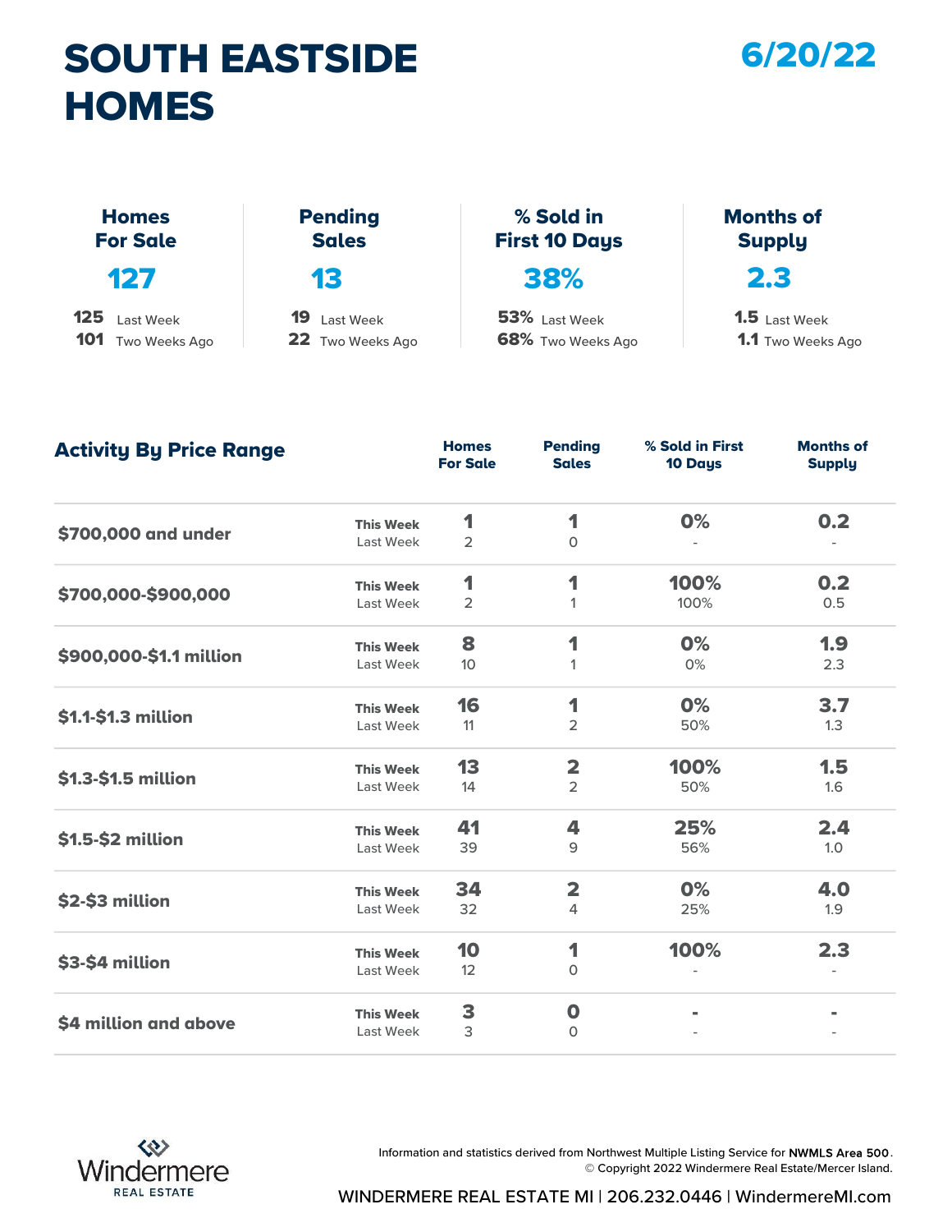# SOUTH EASTSIDE HOMES

**6/20/22**

| Homes For Sale | Pending Sales | % Sold in First 10 Days | Months of Supply |
|---|---|---|---|
| **127** | **13** | **38%** | **2.3** |
| 125 Last Week | 19 Last Week | 53% Last Week | 1.5 Last Week |
| 101 Two Weeks Ago | 22 Two Weeks Ago | 68% Two Weeks Ago | 1.1 Two Weeks Ago |

## Activity By Price Range

| Price Range | | Homes For Sale | Pending Sales | % Sold in First 10 Days | Months of Supply |
|---|---|---|---|---|---|
| $700,000 and under | This Week | 1 | 1 | 0% | 0.2 |
| | Last Week | 2 | 0 | - | - |
| $700,000-$900,000 | This Week | 1 | 1 | 100% | 0.2 |
| | Last Week | 2 | 1 | 100% | 0.5 |
| $900,000-$1.1 million | This Week | 8 | 1 | 0% | 1.9 |
| | Last Week | 10 | 1 | 0% | 2.3 |
| $1.1-$1.3 million | This Week | 16 | 1 | 0% | 3.7 |
| | Last Week | 11 | 2 | 50% | 1.3 |
| $1.3-$1.5 million | This Week | 13 | 2 | 100% | 1.5 |
| | Last Week | 14 | 2 | 50% | 1.6 |
| $1.5-$2 million | This Week | 41 | 4 | 25% | 2.4 |
| | Last Week | 39 | 9 | 56% | 1.0 |
| $2-$3 million | This Week | 34 | 2 | 0% | 4.0 |
| | Last Week | 32 | 4 | 25% | 1.9 |
| $3-$4 million | This Week | 10 | 1 | 100% | 2.3 |
| | Last Week | 12 | 0 | - | - |
| $4 million and above | This Week | 3 | 0 | - | - |
| | Last Week | 3 | 0 | - | - |

Windermere REAL ESTATE

Information and statistics derived from Northwest Multiple Listing Service for **NWMLS Area 500**.
© Copyright 2022 Windermere Real Estate/Mercer Island.

WINDERMERE REAL ESTATE MI | 206.232.0446 | WindermereMI.com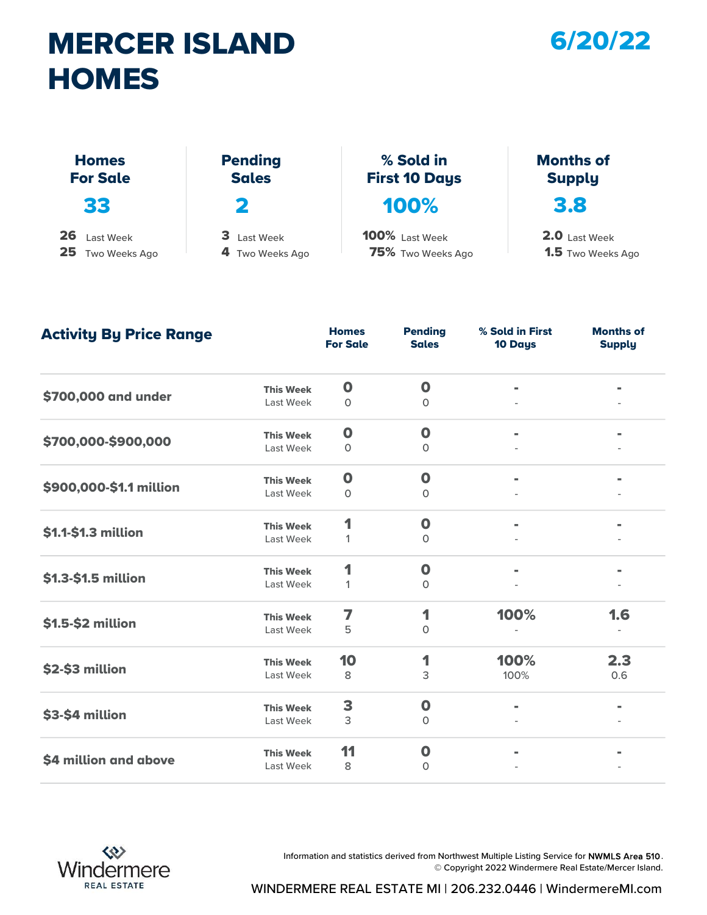# MERCER ISLAND HOMES

## 6/20/22

| Homes For Sale | Pending Sales | % Sold in First 10 Days | Months of Supply |
|---|---|---|---|
| **33** | **2** | **100%** | **3.8** |
| 26 Last Week | 3 Last Week | 100% Last Week | 2.0 Last Week |
| 25 Two Weeks Ago | 4 Two Weeks Ago | 75% Two Weeks Ago | 1.5 Two Weeks Ago |

## Activity By Price Range

| Price Range | | Homes For Sale | Pending Sales | % Sold in First 10 Days | Months of Supply |
|---|---|---|---|---|---|
| $700,000 and under | This Week | 0 | 0 | - | - |
| | Last Week | 0 | 0 | - | - |
| $700,000-$900,000 | This Week | 0 | 0 | - | - |
| | Last Week | 0 | 0 | - | - |
| $900,000-$1.1 million | This Week | 0 | 0 | - | - |
| | Last Week | 0 | 0 | - | - |
| $1.1-$1.3 million | This Week | 1 | 0 | - | - |
| | Last Week | 1 | 0 | - | - |
| $1.3-$1.5 million | This Week | 1 | 0 | - | - |
| | Last Week | 1 | 0 | - | - |
| $1.5-$2 million | This Week | 7 | 1 | 100% | 1.6 |
| | Last Week | 5 | 0 | - | - |
| $2-$3 million | This Week | 10 | 1 | 100% | 2.3 |
| | Last Week | 8 | 3 | 100% | 0.6 |
| $3-$4 million | This Week | 3 | 0 | - | - |
| | Last Week | 3 | 0 | - | - |
| $4 million and above | This Week | 11 | 0 | - | - |
| | Last Week | 8 | 0 | - | - |

Windermere REAL ESTATE

Information and statistics derived from Northwest Multiple Listing Service for **NWMLS Area 510**.
© Copyright 2022 Windermere Real Estate/Mercer Island.

WINDERMERE REAL ESTATE MI | 206.232.0446 | WindermereMI.com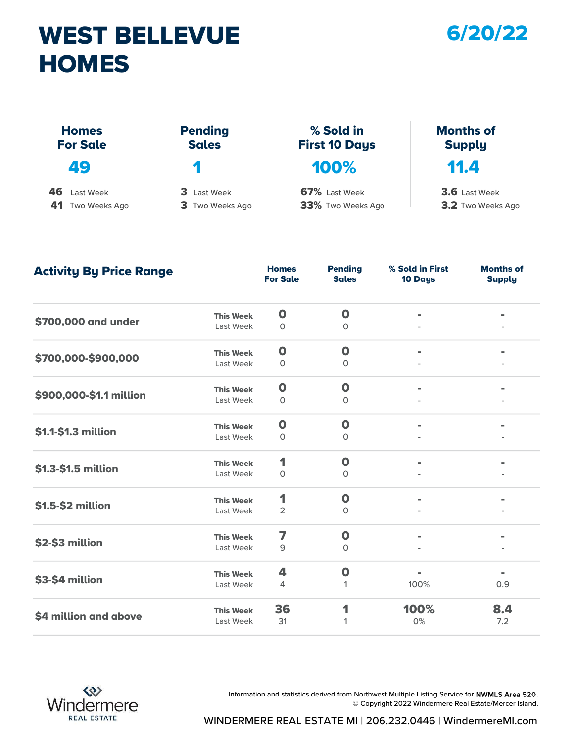# WEST BELLEVUE HOMES

**6/20/22**

| Homes For Sale | Pending Sales | % Sold in First 10 Days | Months of Supply |
|---|---|---|---|
| **49** | **1** | **100%** | **11.4** |
| 46 Last Week | 3 Last Week | 67% Last Week | 3.6 Last Week |
| 41 Two Weeks Ago | 3 Two Weeks Ago | 33% Two Weeks Ago | 3.2 Two Weeks Ago |

## Activity By Price Range

| Price Range | | Homes For Sale | Pending Sales | % Sold in First 10 Days | Months of Supply |
|---|---|---|---|---|---|
| $700,000 and under | This Week | 0 | 0 | - | - |
| | Last Week | 0 | 0 | - | - |
| $700,000-$900,000 | This Week | 0 | 0 | - | - |
| | Last Week | 0 | 0 | - | - |
| $900,000-$1.1 million | This Week | 0 | 0 | - | - |
| | Last Week | 0 | 0 | - | - |
| $1.1-$1.3 million | This Week | 0 | 0 | - | - |
| | Last Week | 0 | 0 | - | - |
| $1.3-$1.5 million | This Week | 1 | 0 | - | - |
| | Last Week | 0 | 0 | - | - |
| $1.5-$2 million | This Week | 1 | 0 | - | - |
| | Last Week | 2 | 0 | - | - |
| $2-$3 million | This Week | 7 | 0 | - | - |
| | Last Week | 9 | 0 | - | - |
| $3-$4 million | This Week | 4 | 0 | - | - |
| | Last Week | 4 | 1 | 100% | 0.9 |
| $4 million and above | This Week | 36 | 1 | 100% | 8.4 |
| | Last Week | 31 | 1 | 0% | 7.2 |

Information and statistics derived from Northwest Multiple Listing Service for **NWMLS Area 520**.
© Copyright 2022 Windermere Real Estate/Mercer Island.

Windermere REAL ESTATE

WINDERMERE REAL ESTATE MI | 206.232.0446 | WindermereMI.com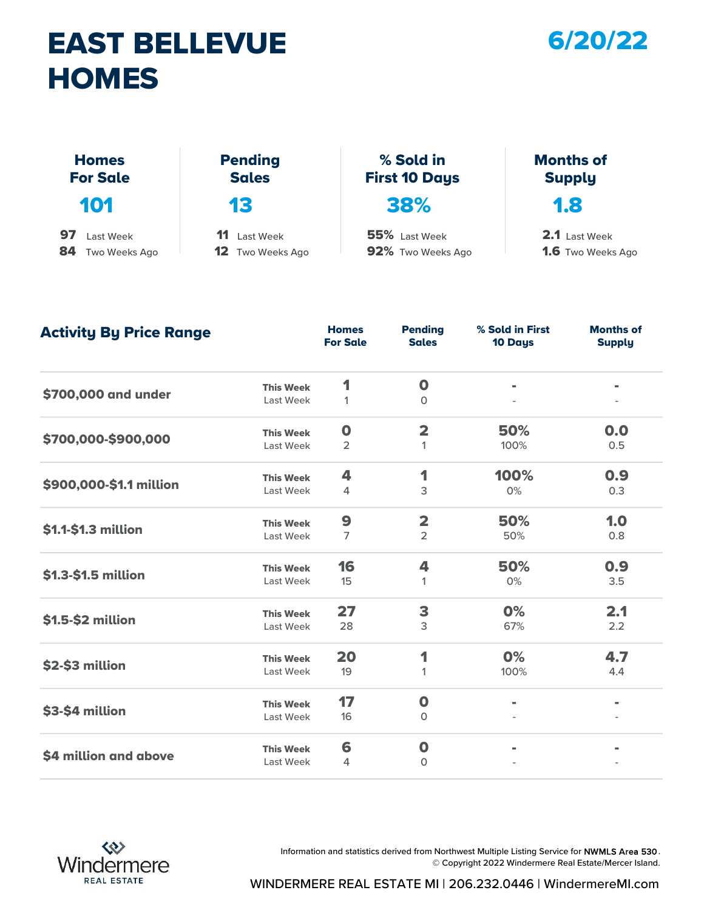# EAST BELLEVUE HOMES

**6/20/22**

| Homes For Sale | Pending Sales | % Sold in First 10 Days | Months of Supply |
|---|---|---|---|
| **101** | **13** | **38%** | **1.8** |
| **97** Last Week | **11** Last Week | **55%** Last Week | **2.1** Last Week |
| **84** Two Weeks Ago | **12** Two Weeks Ago | **92%** Two Weeks Ago | **1.6** Two Weeks Ago |

## Activity By Price Range

| Price Range | | Homes For Sale | Pending Sales | % Sold in First 10 Days | Months of Supply |
|---|---|---|---|---|---|
| $700,000 and under | This Week | 1 | 0 | - | - |
| | Last Week | 1 | 0 | - | - |
| $700,000-$900,000 | This Week | 0 | 2 | 50% | 0.0 |
| | Last Week | 2 | 1 | 100% | 0.5 |
| $900,000-$1.1 million | This Week | 4 | 1 | 100% | 0.9 |
| | Last Week | 4 | 3 | 0% | 0.3 |
| $1.1-$1.3 million | This Week | 9 | 2 | 50% | 1.0 |
| | Last Week | 7 | 2 | 50% | 0.8 |
| $1.3-$1.5 million | This Week | 16 | 4 | 50% | 0.9 |
| | Last Week | 15 | 1 | 0% | 3.5 |
| $1.5-$2 million | This Week | 27 | 3 | 0% | 2.1 |
| | Last Week | 28 | 3 | 67% | 2.2 |
| $2-$3 million | This Week | 20 | 1 | 0% | 4.7 |
| | Last Week | 19 | 1 | 100% | 4.4 |
| $3-$4 million | This Week | 17 | 0 | - | - |
| | Last Week | 16 | 0 | - | - |
| $4 million and above | This Week | 6 | 0 | - | - |
| | Last Week | 4 | 0 | - | - |

Windermere REAL ESTATE

Information and statistics derived from Northwest Multiple Listing Service for **NWMLS Area 530**.
© Copyright 2022 Windermere Real Estate/Mercer Island.

WINDERMERE REAL ESTATE MI | 206.232.0446 | WindermereMI.com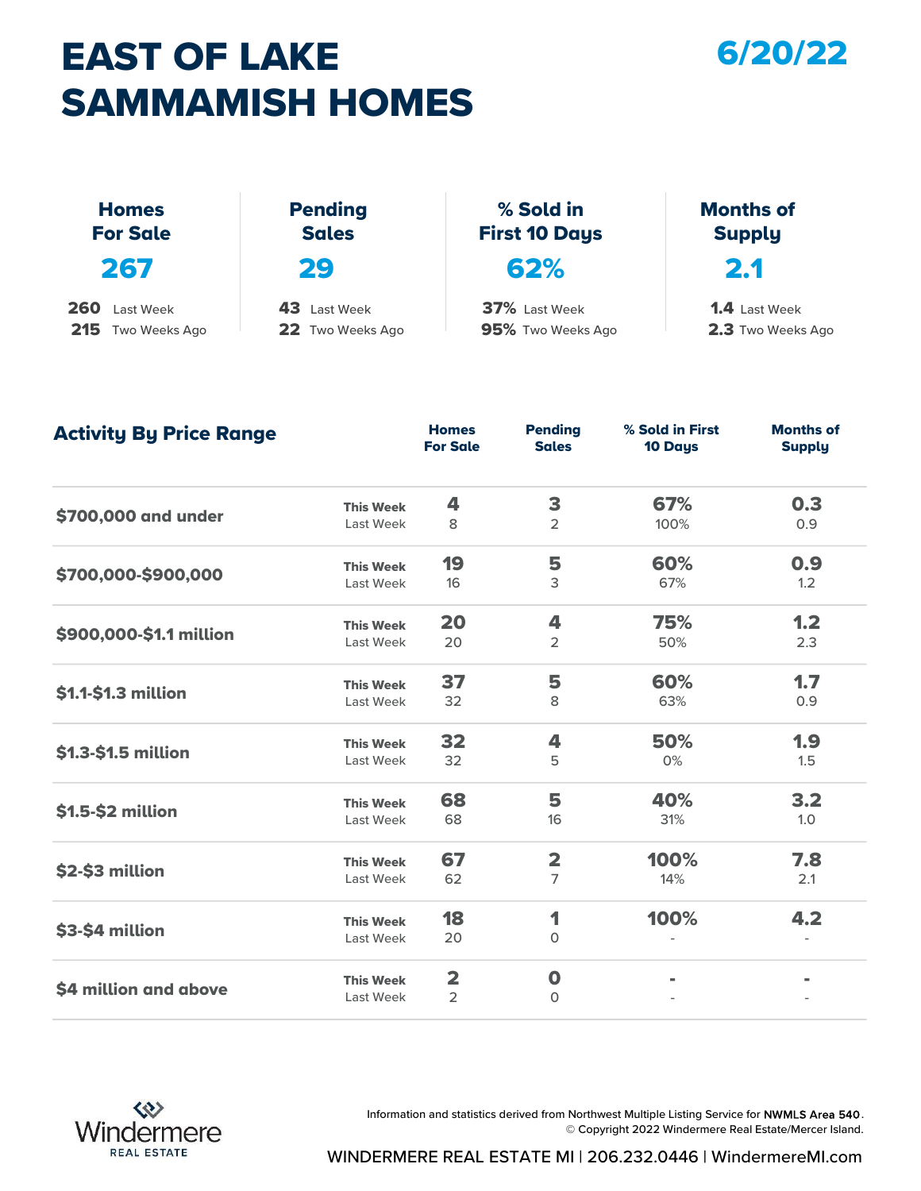# EAST OF LAKE SAMMAMISH HOMES

**6/20/22**

| | Homes For Sale | Pending Sales | % Sold in First 10 Days | Months of Supply |
|---|---|---|---|---|
| This Week | **267** | **29** | **62%** | **2.1** |
| Last Week | 260 | 43 | 37% | 1.4 |
| Two Weeks Ago | 215 | 22 | 95% | 2.3 |

## Activity By Price Range

| Price Range | | Homes For Sale | Pending Sales | % Sold in First 10 Days | Months of Supply |
|---|---|---|---|---|---|
| **$700,000 and under** | **This Week** | **4** | **3** | **67%** | **0.3** |
| | Last Week | 8 | 2 | 100% | 0.9 |
| **$700,000-$900,000** | **This Week** | **19** | **5** | **60%** | **0.9** |
| | Last Week | 16 | 3 | 67% | 1.2 |
| **$900,000-$1.1 million** | **This Week** | **20** | **4** | **75%** | **1.2** |
| | Last Week | 20 | 2 | 50% | 2.3 |
| **$1.1-$1.3 million** | **This Week** | **37** | **5** | **60%** | **1.7** |
| | Last Week | 32 | 8 | 63% | 0.9 |
| **$1.3-$1.5 million** | **This Week** | **32** | **4** | **50%** | **1.9** |
| | Last Week | 32 | 5 | 0% | 1.5 |
| **$1.5-$2 million** | **This Week** | **68** | **5** | **40%** | **3.2** |
| | Last Week | 68 | 16 | 31% | 1.0 |
| **$2-$3 million** | **This Week** | **67** | **2** | **100%** | **7.8** |
| | Last Week | 62 | 7 | 14% | 2.1 |
| **$3-$4 million** | **This Week** | **18** | **1** | **100%** | **4.2** |
| | Last Week | 20 | 0 | - | - |
| **$4 million and above** | **This Week** | **2** | **0** | **-** | **-** |
| | Last Week | 2 | 0 | - | - |

Windermere REAL ESTATE

Information and statistics derived from Northwest Multiple Listing Service for **NWMLS Area 540**.
© Copyright 2022 Windermere Real Estate/Mercer Island.

WINDERMERE REAL ESTATE MI | 206.232.0446 | WindermereMI.com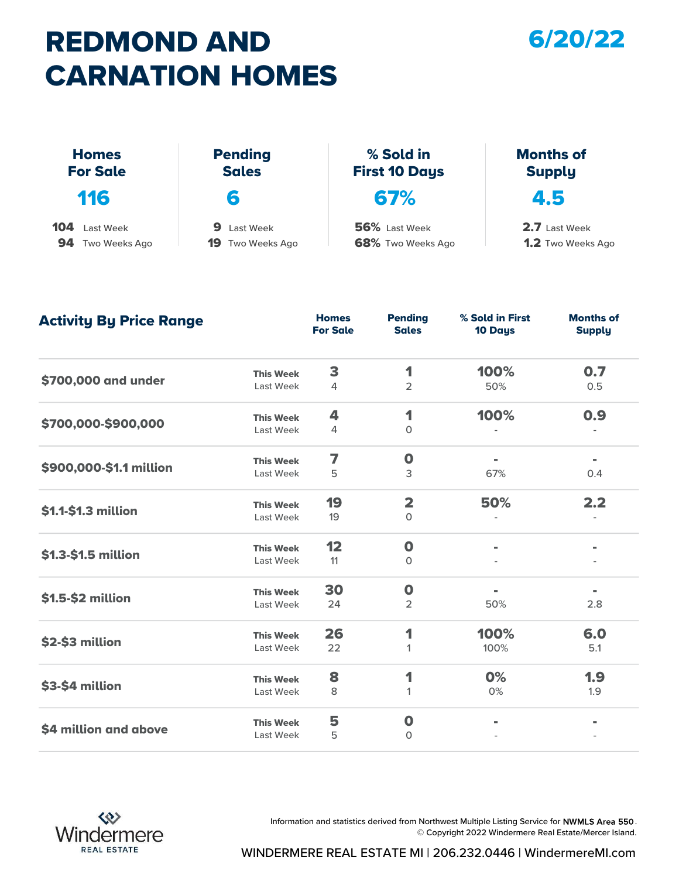# REDMOND AND CARNATION HOMES

**6/20/22**

| | Homes For Sale | Pending Sales | % Sold in First 10 Days | Months of Supply |
|---|---|---|---|---|
| This Week | **116** | **6** | **67%** | **4.5** |
| Last Week | 104 | 9 | 56% | 2.7 |
| Two Weeks Ago | 94 | 19 | 68% | 1.2 |

## Activity By Price Range

| Price Range | | Homes For Sale | Pending Sales | % Sold in First 10 Days | Months of Supply |
|---|---|---|---|---|---|
| $700,000 and under | **This Week** | **3** | **1** | **100%** | **0.7** |
| | Last Week | 4 | 2 | 50% | 0.5 |
| $700,000-$900,000 | **This Week** | **4** | **1** | **100%** | **0.9** |
| | Last Week | 4 | 0 | - | - |
| $900,000-$1.1 million | **This Week** | **7** | **0** | **-** | **-** |
| | Last Week | 5 | 3 | 67% | 0.4 |
| $1.1-$1.3 million | **This Week** | **19** | **2** | **50%** | **2.2** |
| | Last Week | 19 | 0 | - | - |
| $1.3-$1.5 million | **This Week** | **12** | **0** | **-** | **-** |
| | Last Week | 11 | 0 | - | - |
| $1.5-$2 million | **This Week** | **30** | **0** | **-** | **-** |
| | Last Week | 24 | 2 | 50% | 2.8 |
| $2-$3 million | **This Week** | **26** | **1** | **100%** | **6.0** |
| | Last Week | 22 | 1 | 100% | 5.1 |
| $3-$4 million | **This Week** | **8** | **1** | **0%** | **1.9** |
| | Last Week | 8 | 1 | 0% | 1.9 |
| $4 million and above | **This Week** | **5** | **0** | **-** | **-** |
| | Last Week | 5 | 0 | - | - |

Windermere REAL ESTATE

Information and statistics derived from Northwest Multiple Listing Service for **NWMLS Area 550**.
© Copyright 2022 Windermere Real Estate/Mercer Island.

WINDERMERE REAL ESTATE MI | 206.232.0446 | WindermereMI.com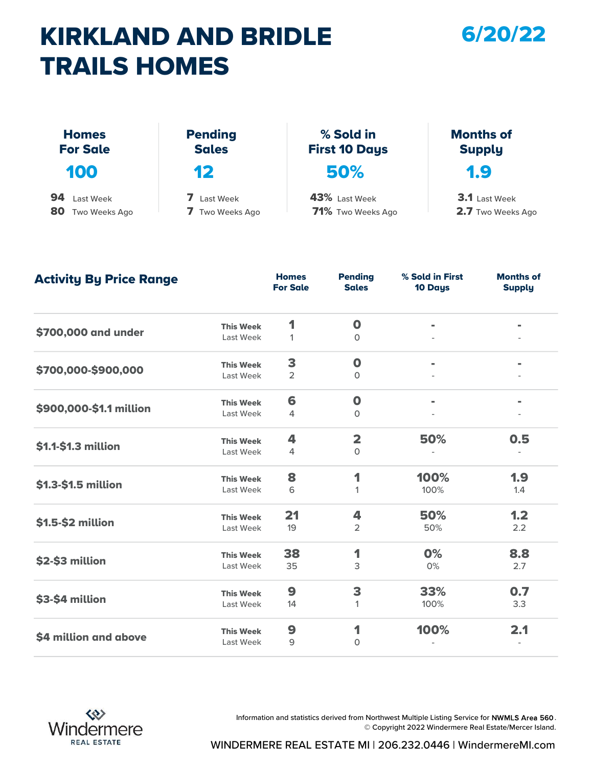# KIRKLAND AND BRIDLE TRAILS HOMES

6/20/22

| | Homes For Sale | Pending Sales | % Sold in First 10 Days | Months of Supply |
|---|---|---|---|---|
| This Week | 100 | 12 | 50% | 1.9 |
| Last Week | 94 | 7 | 43% | 3.1 |
| Two Weeks Ago | 80 | 7 | 71% | 2.7 |

## Activity By Price Range

| Price Range | | Homes For Sale | Pending Sales | % Sold in First 10 Days | Months of Supply |
|---|---|---|---|---|---|
| $700,000 and under | This Week | 1 | 0 | - | - |
| | Last Week | 1 | 0 | - | - |
| $700,000-$900,000 | This Week | 3 | 0 | - | - |
| | Last Week | 2 | 0 | - | - |
| $900,000-$1.1 million | This Week | 6 | 0 | - | - |
| | Last Week | 4 | 0 | - | - |
| $1.1-$1.3 million | This Week | 4 | 2 | 50% | 0.5 |
| | Last Week | 4 | 0 | - | - |
| $1.3-$1.5 million | This Week | 8 | 1 | 100% | 1.9 |
| | Last Week | 6 | 1 | 100% | 1.4 |
| $1.5-$2 million | This Week | 21 | 4 | 50% | 1.2 |
| | Last Week | 19 | 2 | 50% | 2.2 |
| $2-$3 million | This Week | 38 | 1 | 0% | 8.8 |
| | Last Week | 35 | 3 | 0% | 2.7 |
| $3-$4 million | This Week | 9 | 3 | 33% | 0.7 |
| | Last Week | 14 | 1 | 100% | 3.3 |
| $4 million and above | This Week | 9 | 1 | 100% | 2.1 |
| | Last Week | 9 | 0 | - | - |

Information and statistics derived from Northwest Multiple Listing Service for **NWMLS Area 560**.
© Copyright 2022 Windermere Real Estate/Mercer Island.

Windermere REAL ESTATE

WINDERMERE REAL ESTATE MI | 206.232.0446 | WindermereMI.com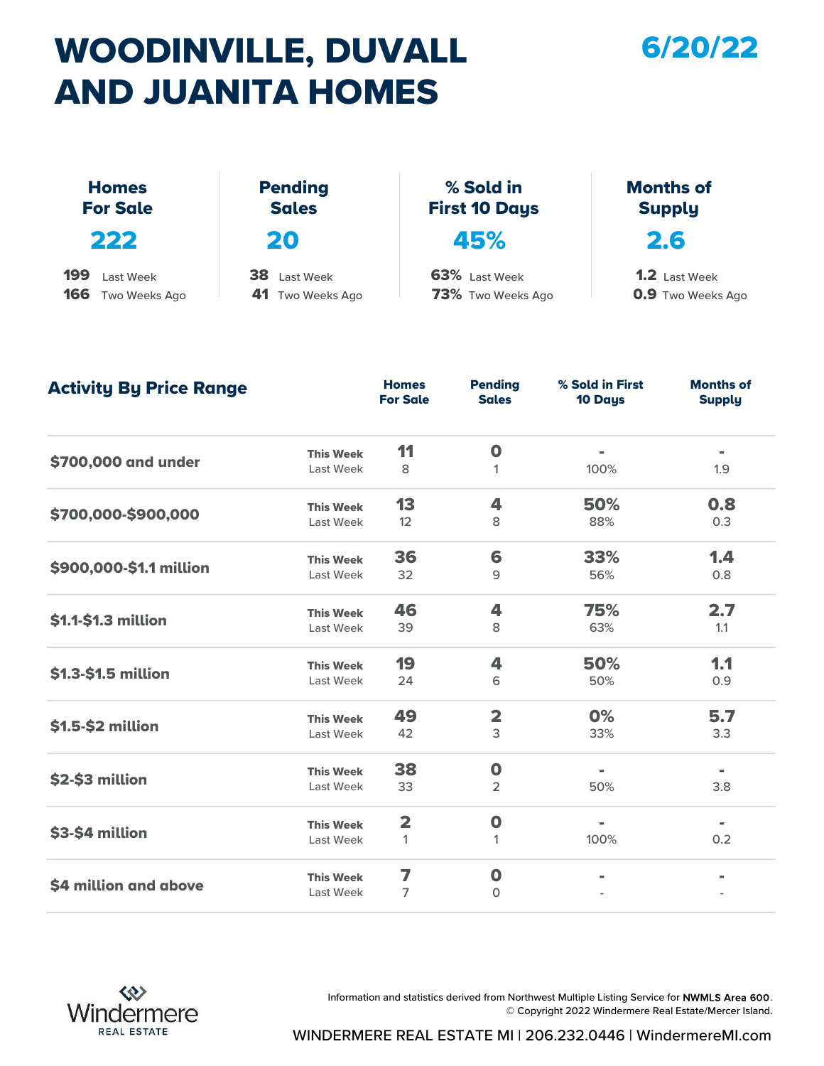# WOODINVILLE, DUVALL AND JUANITA HOMES

## 6/20/22

| Homes For Sale | Pending Sales | % Sold in First 10 Days | Months of Supply |
|---|---|---|---|
| **222** | **20** | **45%** | **2.6** |
| 199 Last Week | 38 Last Week | 63% Last Week | 1.2 Last Week |
| 166 Two Weeks Ago | 41 Two Weeks Ago | 73% Two Weeks Ago | 0.9 Two Weeks Ago |

## Activity By Price Range

| Price Range | | Homes For Sale | Pending Sales | % Sold in First 10 Days | Months of Supply |
|---|---|---|---|---|---|
| $700,000 and under | This Week | 11 | 0 | - | - |
| | Last Week | 8 | 1 | 100% | 1.9 |
| $700,000-$900,000 | This Week | 13 | 4 | 50% | 0.8 |
| | Last Week | 12 | 8 | 88% | 0.3 |
| $900,000-$1.1 million | This Week | 36 | 6 | 33% | 1.4 |
| | Last Week | 32 | 9 | 56% | 0.8 |
| $1.1-$1.3 million | This Week | 46 | 4 | 75% | 2.7 |
| | Last Week | 39 | 8 | 63% | 1.1 |
| $1.3-$1.5 million | This Week | 19 | 4 | 50% | 1.1 |
| | Last Week | 24 | 6 | 50% | 0.9 |
| $1.5-$2 million | This Week | 49 | 2 | 0% | 5.7 |
| | Last Week | 42 | 3 | 33% | 3.3 |
| $2-$3 million | This Week | 38 | 0 | - | - |
| | Last Week | 33 | 2 | 50% | 3.8 |
| $3-$4 million | This Week | 2 | 0 | - | - |
| | Last Week | 1 | 1 | 100% | 0.2 |
| $4 million and above | This Week | 7 | 0 | - | - |
| | Last Week | 7 | 0 | - | - |

Windermere REAL ESTATE

Information and statistics derived from Northwest Multiple Listing Service for **NWMLS Area 600**.
© Copyright 2022 Windermere Real Estate/Mercer Island.

WINDERMERE REAL ESTATE MI | 206.232.0446 | WindermereMI.com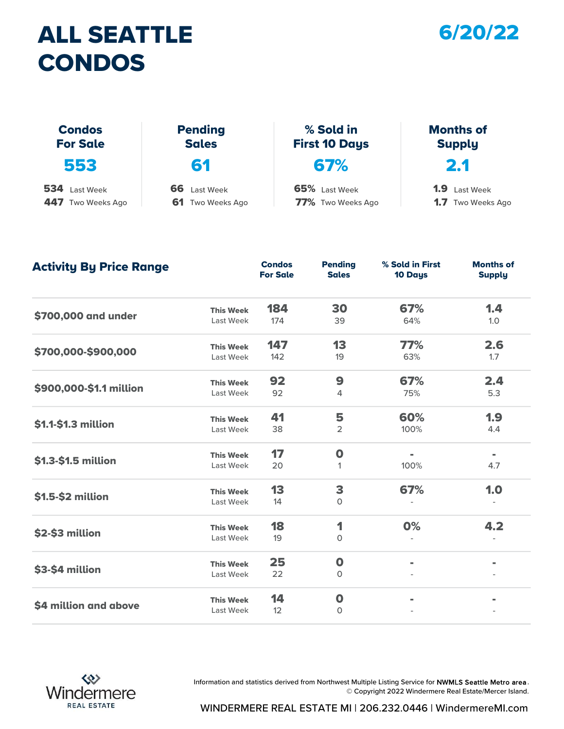# ALL SEATTLE CONDOS

**6/20/22**

| Condos For Sale | Pending Sales | % Sold in First 10 Days | Months of Supply |
|---|---|---|---|
| **553** | **61** | **67%** | **2.1** |
| 534 Last Week | 66 Last Week | 65% Last Week | 1.9 Last Week |
| 447 Two Weeks Ago | 61 Two Weeks Ago | 77% Two Weeks Ago | 1.7 Two Weeks Ago |

## Activity By Price Range

| Price Range | | Condos For Sale | Pending Sales | % Sold in First 10 Days | Months of Supply |
|---|---|---|---|---|---|
| **$700,000 and under** | **This Week** | **184** | **30** | **67%** | **1.4** |
| | Last Week | 174 | 39 | 64% | 1.0 |
| **$700,000-$900,000** | **This Week** | **147** | **13** | **77%** | **2.6** |
| | Last Week | 142 | 19 | 63% | 1.7 |
| **$900,000-$1.1 million** | **This Week** | **92** | **9** | **67%** | **2.4** |
| | Last Week | 92 | 4 | 75% | 5.3 |
| **$1.1-$1.3 million** | **This Week** | **41** | **5** | **60%** | **1.9** |
| | Last Week | 38 | 2 | 100% | 4.4 |
| **$1.3-$1.5 million** | **This Week** | **17** | **0** | **-** | **-** |
| | Last Week | 20 | 1 | 100% | 4.7 |
| **$1.5-$2 million** | **This Week** | **13** | **3** | **67%** | **1.0** |
| | Last Week | 14 | 0 | - | - |
| **$2-$3 million** | **This Week** | **18** | **1** | **0%** | **4.2** |
| | Last Week | 19 | 0 | - | - |
| **$3-$4 million** | **This Week** | **25** | **0** | **-** | **-** |
| | Last Week | 22 | 0 | - | - |
| **$4 million and above** | **This Week** | **14** | **0** | **-** | **-** |
| | Last Week | 12 | 0 | - | - |

Windermere REAL ESTATE

Information and statistics derived from Northwest Multiple Listing Service for **NWMLS Seattle Metro area**.
© Copyright 2022 Windermere Real Estate/Mercer Island.

WINDERMERE REAL ESTATE MI | 206.232.0446 | WindermereMI.com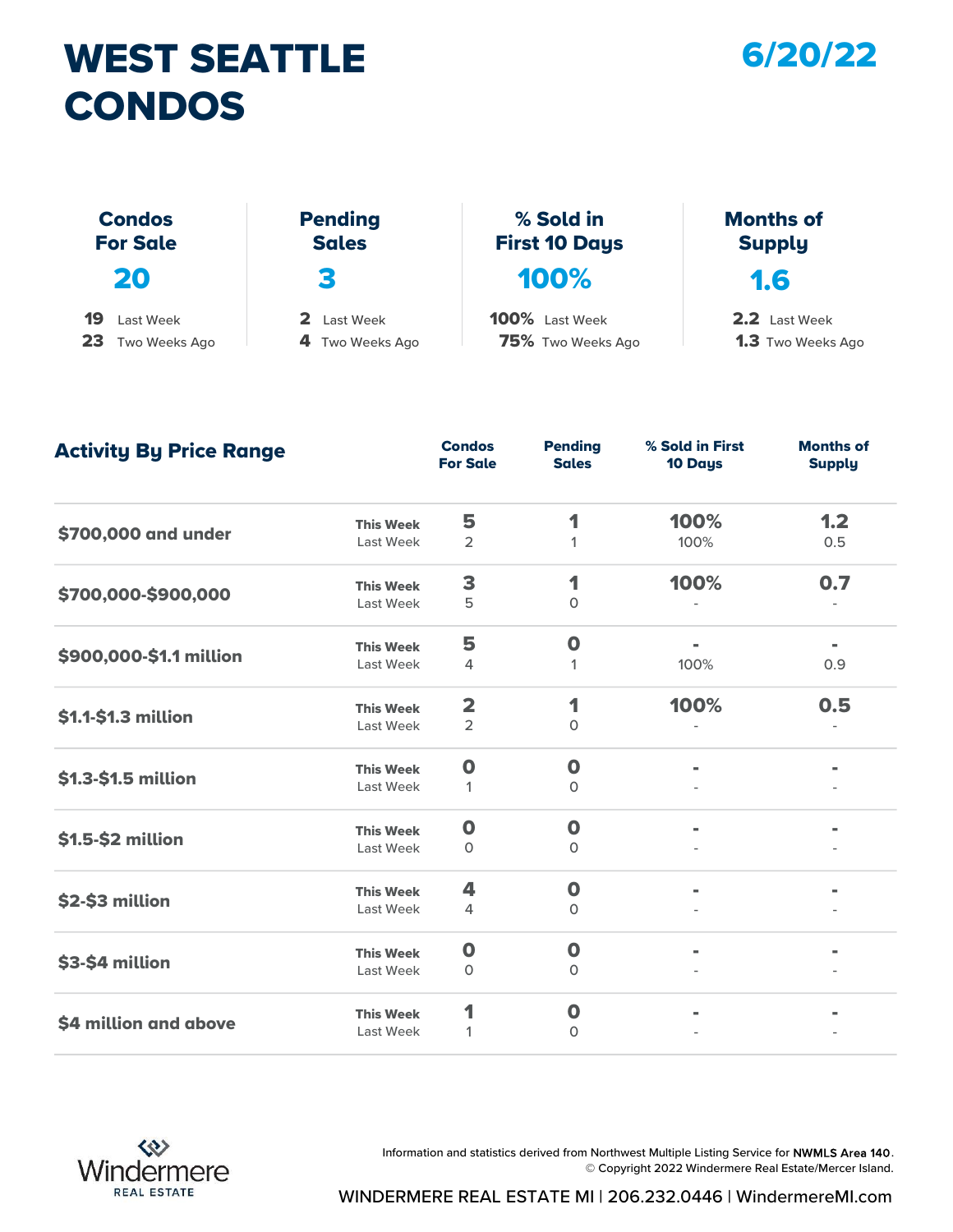# WEST SEATTLE CONDOS

## 6/20/22

| | Condos For Sale | Pending Sales | % Sold in First 10 Days | Months of Supply |
|---|---|---|---|---|
| This Week | **20** | **3** | **100%** | **1.6** |
| Last Week | 19 | 2 | 100% | 2.2 |
| Two Weeks Ago | 23 | 4 | 75% | 1.3 |

## Activity By Price Range

| Price Range | | Condos For Sale | Pending Sales | % Sold in First 10 Days | Months of Supply |
|---|---|---|---|---|---|
| $700,000 and under | **This Week** | **5** | **1** | **100%** | **1.2** |
| | Last Week | 2 | 1 | 100% | 0.5 |
| $700,000-$900,000 | **This Week** | **3** | **1** | **100%** | **0.7** |
| | Last Week | 5 | 0 | - | - |
| $900,000-$1.1 million | **This Week** | **5** | **0** | **-** | **-** |
| | Last Week | 4 | 1 | 100% | 0.9 |
| $1.1-$1.3 million | **This Week** | **2** | **1** | **100%** | **0.5** |
| | Last Week | 2 | 0 | - | - |
| $1.3-$1.5 million | **This Week** | **0** | **0** | **-** | **-** |
| | Last Week | 1 | 0 | - | - |
| $1.5-$2 million | **This Week** | **0** | **0** | **-** | **-** |
| | Last Week | 0 | 0 | - | - |
| $2-$3 million | **This Week** | **4** | **0** | **-** | **-** |
| | Last Week | 4 | 0 | - | - |
| $3-$4 million | **This Week** | **0** | **0** | **-** | **-** |
| | Last Week | 0 | 0 | - | - |
| $4 million and above | **This Week** | **1** | **0** | **-** | **-** |
| | Last Week | 1 | 0 | - | - |

Windermere REAL ESTATE

Information and statistics derived from Northwest Multiple Listing Service for **NWMLS Area 140**.
© Copyright 2022 Windermere Real Estate/Mercer Island.

WINDERMERE REAL ESTATE MI | 206.232.0446 | WindermereMI.com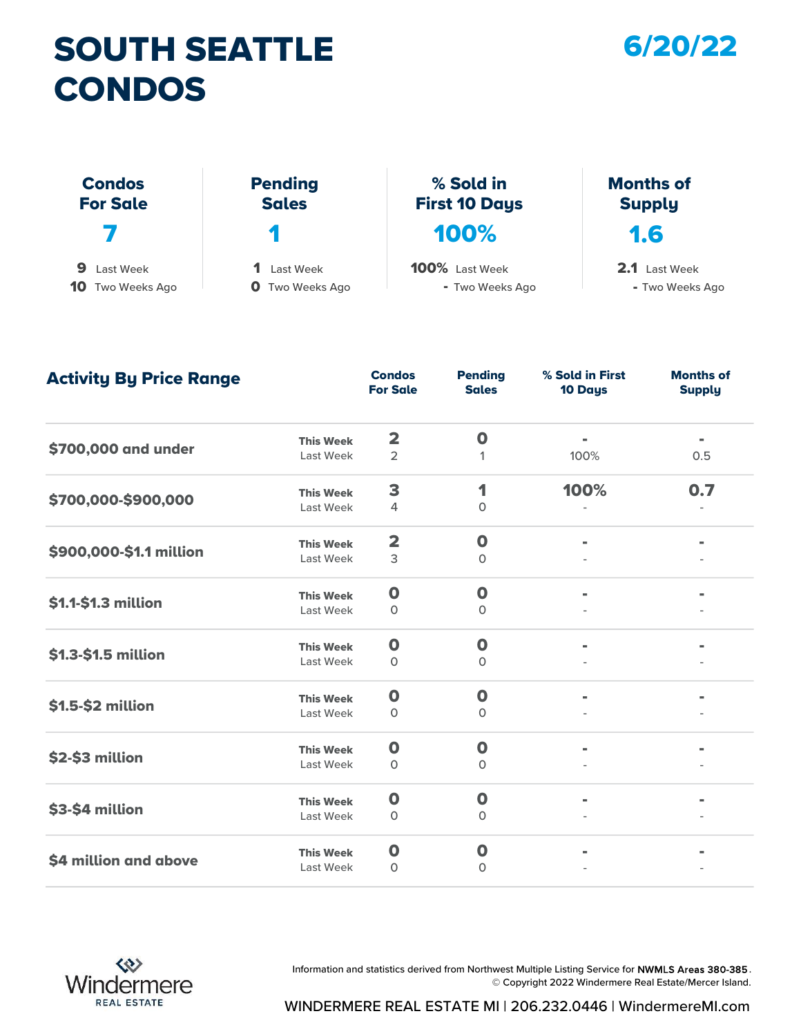# SOUTH SEATTLE CONDOS

**6/20/22**

| Condos For Sale | Pending Sales | % Sold in First 10 Days | Months of Supply |
|---|---|---|---|
| **7** | **1** | **100%** | **1.6** |
| 9 Last Week | 1 Last Week | 100% Last Week | 2.1 Last Week |
| 10 Two Weeks Ago | 0 Two Weeks Ago | - Two Weeks Ago | - Two Weeks Ago |

## Activity By Price Range

| Price Range | | Condos For Sale | Pending Sales | % Sold in First 10 Days | Months of Supply |
|---|---|---|---|---|---|
| $700,000 and under | This Week | 2 | 0 | - | - |
| | Last Week | 2 | 1 | 100% | 0.5 |
| $700,000-$900,000 | This Week | 3 | 1 | 100% | 0.7 |
| | Last Week | 4 | 0 | - | - |
| $900,000-$1.1 million | This Week | 2 | 0 | - | - |
| | Last Week | 3 | 0 | - | - |
| $1.1-$1.3 million | This Week | 0 | 0 | - | - |
| | Last Week | 0 | 0 | - | - |
| $1.3-$1.5 million | This Week | 0 | 0 | - | - |
| | Last Week | 0 | 0 | - | - |
| $1.5-$2 million | This Week | 0 | 0 | - | - |
| | Last Week | 0 | 0 | - | - |
| $2-$3 million | This Week | 0 | 0 | - | - |
| | Last Week | 0 | 0 | - | - |
| $3-$4 million | This Week | 0 | 0 | - | - |
| | Last Week | 0 | 0 | - | - |
| $4 million and above | This Week | 0 | 0 | - | - |
| | Last Week | 0 | 0 | - | - |

Windermere REAL ESTATE

Information and statistics derived from Northwest Multiple Listing Service for **NWMLS Areas 380-385**.
© Copyright 2022 Windermere Real Estate/Mercer Island.

WINDERMERE REAL ESTATE MI | 206.232.0446 | WindermereMI.com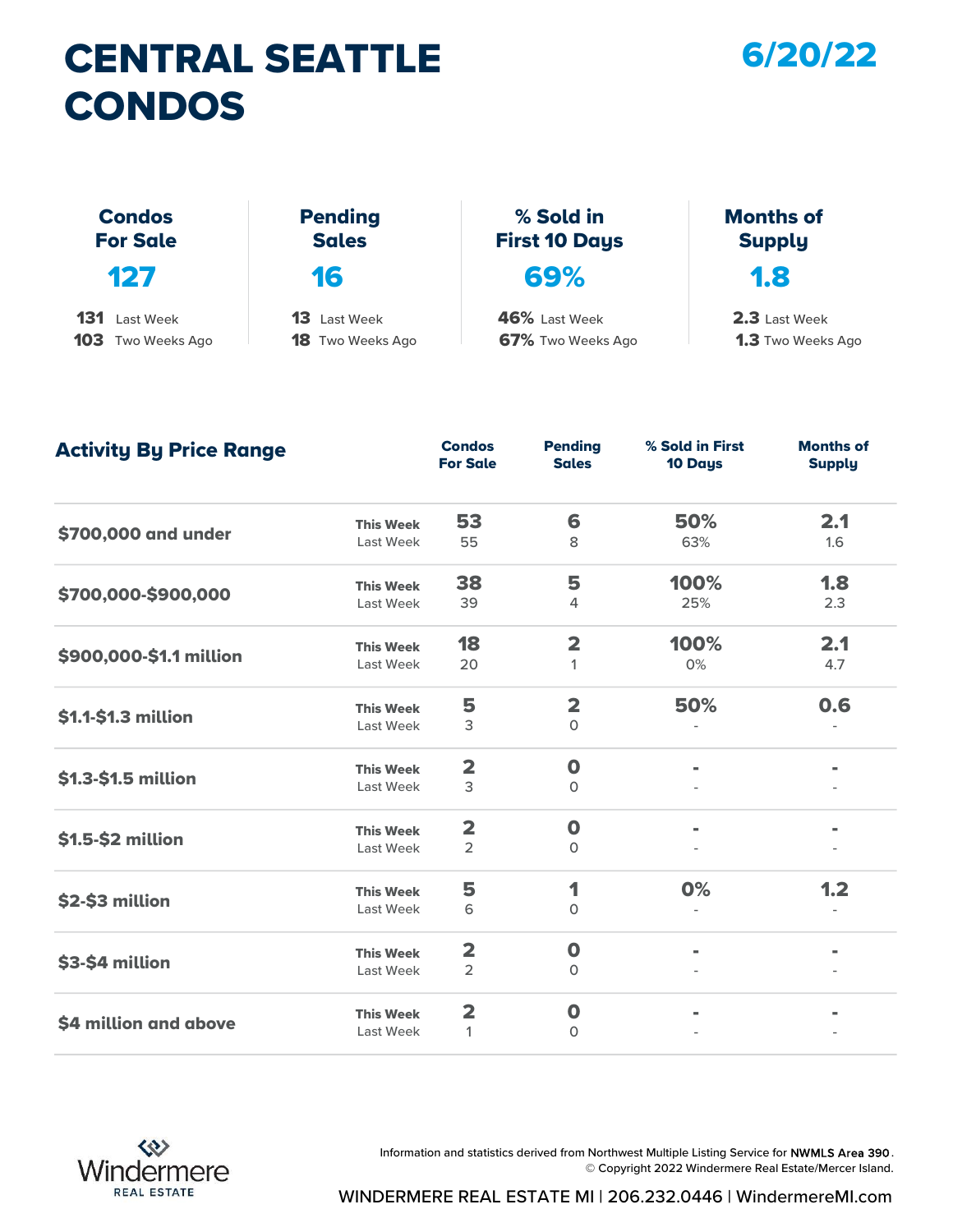# CENTRAL SEATTLE CONDOS

**6/20/22**

| Condos For Sale | Pending Sales | % Sold in First 10 Days | Months of Supply |
|---|---|---|---|
| **127** | **16** | **69%** | **1.8** |
| 131 Last Week | 13 Last Week | 46% Last Week | 2.3 Last Week |
| 103 Two Weeks Ago | 18 Two Weeks Ago | 67% Two Weeks Ago | 1.3 Two Weeks Ago |

## Activity By Price Range

| Price Range | | Condos For Sale | Pending Sales | % Sold in First 10 Days | Months of Supply |
|---|---|---|---|---|---|
| $700,000 and under | This Week | 53 | 6 | 50% | 2.1 |
| | Last Week | 55 | 8 | 63% | 1.6 |
| $700,000-$900,000 | This Week | 38 | 5 | 100% | 1.8 |
| | Last Week | 39 | 4 | 25% | 2.3 |
| $900,000-$1.1 million | This Week | 18 | 2 | 100% | 2.1 |
| | Last Week | 20 | 1 | 0% | 4.7 |
| $1.1-$1.3 million | This Week | 5 | 2 | 50% | 0.6 |
| | Last Week | 3 | 0 | - | - |
| $1.3-$1.5 million | This Week | 2 | 0 | - | - |
| | Last Week | 3 | 0 | - | - |
| $1.5-$2 million | This Week | 2 | 0 | - | - |
| | Last Week | 2 | 0 | - | - |
| $2-$3 million | This Week | 5 | 1 | 0% | 1.2 |
| | Last Week | 6 | 0 | - | - |
| $3-$4 million | This Week | 2 | 0 | - | - |
| | Last Week | 2 | 0 | - | - |
| $4 million and above | This Week | 2 | 0 | - | - |
| | Last Week | 1 | 0 | - | - |

Windermere REAL ESTATE

Information and statistics derived from Northwest Multiple Listing Service for **NWMLS Area 390**.
© Copyright 2022 Windermere Real Estate/Mercer Island.

WINDERMERE REAL ESTATE MI | 206.232.0446 | WindermereMI.com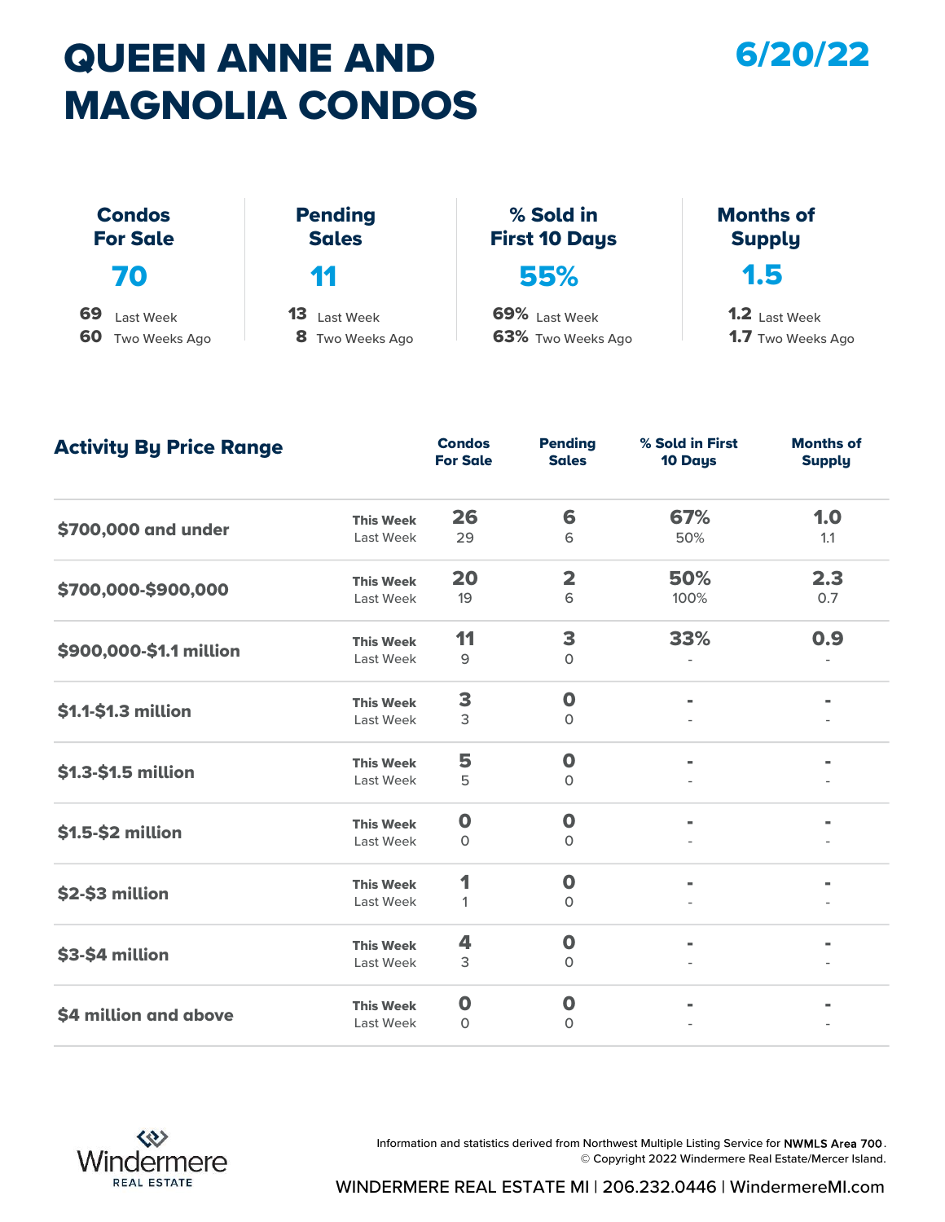# QUEEN ANNE AND MAGNOLIA CONDOS

**6/20/22**

| | Condos For Sale | Pending Sales | % Sold in First 10 Days | Months of Supply |
|---|---|---|---|---|
| This Week | **70** | **11** | **55%** | **1.5** |
| Last Week | 69 | 13 | 69% | 1.2 |
| Two Weeks Ago | 60 | 8 | 63% | 1.7 |

## Activity By Price Range

| Price Range | | Condos For Sale | Pending Sales | % Sold in First 10 Days | Months of Supply |
|---|---|---|---|---|---|
| $700,000 and under | This Week | 26 | 6 | 67% | 1.0 |
| | Last Week | 29 | 6 | 50% | 1.1 |
| $700,000-$900,000 | This Week | 20 | 2 | 50% | 2.3 |
| | Last Week | 19 | 6 | 100% | 0.7 |
| $900,000-$1.1 million | This Week | 11 | 3 | 33% | 0.9 |
| | Last Week | 9 | 0 | - | - |
| $1.1-$1.3 million | This Week | 3 | 0 | - | - |
| | Last Week | 3 | 0 | - | - |
| $1.3-$1.5 million | This Week | 5 | 0 | - | - |
| | Last Week | 5 | 0 | - | - |
| $1.5-$2 million | This Week | 0 | 0 | - | - |
| | Last Week | 0 | 0 | - | - |
| $2-$3 million | This Week | 1 | 0 | - | - |
| | Last Week | 1 | 0 | - | - |
| $3-$4 million | This Week | 4 | 0 | - | - |
| | Last Week | 3 | 0 | - | - |
| $4 million and above | This Week | 0 | 0 | - | - |
| | Last Week | 0 | 0 | - | - |

Windermere REAL ESTATE

Information and statistics derived from Northwest Multiple Listing Service for **NWMLS Area 700**.
© Copyright 2022 Windermere Real Estate/Mercer Island.

WINDERMERE REAL ESTATE MI | 206.232.0446 | WindermereMI.com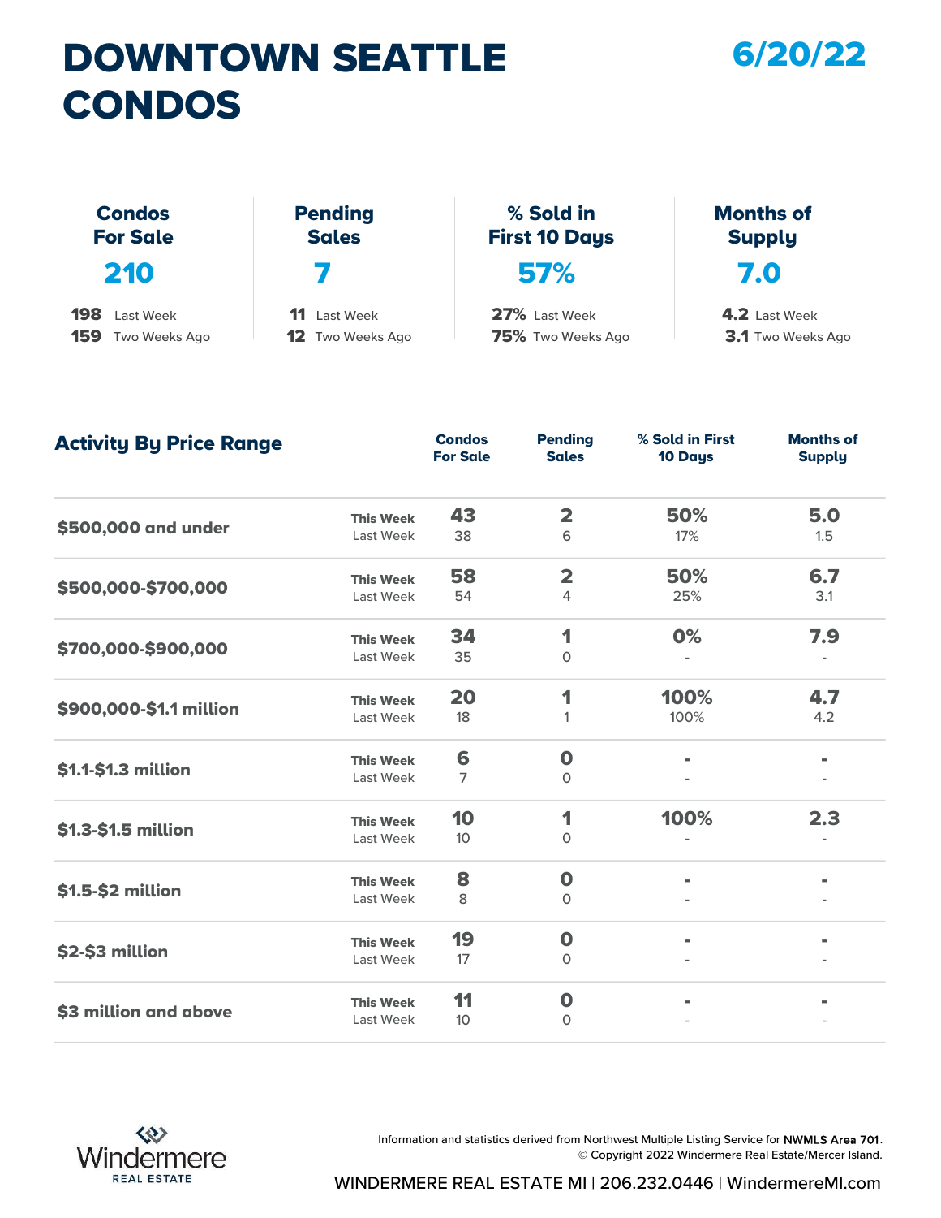# DOWNTOWN SEATTLE CONDOS

**6/20/22**

| Condos For Sale | Pending Sales | % Sold in First 10 Days | Months of Supply |
|---|---|---|---|
| **210** | **7** | **57%** | **7.0** |
| **198** Last Week | **11** Last Week | **27%** Last Week | **4.2** Last Week |
| **159** Two Weeks Ago | **12** Two Weeks Ago | **75%** Two Weeks Ago | **3.1** Two Weeks Ago |

## Activity By Price Range

| Price Range | | Condos For Sale | Pending Sales | % Sold in First 10 Days | Months of Supply |
|---|---|---|---|---|---|
| **$500,000 and under** | **This Week** | **43** | **2** | **50%** | **5.0** |
| | Last Week | 38 | 6 | 17% | 1.5 |
| **$500,000-$700,000** | **This Week** | **58** | **2** | **50%** | **6.7** |
| | Last Week | 54 | 4 | 25% | 3.1 |
| **$700,000-$900,000** | **This Week** | **34** | **1** | **0%** | **7.9** |
| | Last Week | 35 | 0 | - | - |
| **$900,000-$1.1 million** | **This Week** | **20** | **1** | **100%** | **4.7** |
| | Last Week | 18 | 1 | 100% | 4.2 |
| **$1.1-$1.3 million** | **This Week** | **6** | **0** | **-** | **-** |
| | Last Week | 7 | 0 | - | - |
| **$1.3-$1.5 million** | **This Week** | **10** | **1** | **100%** | **2.3** |
| | Last Week | 10 | 0 | - | - |
| **$1.5-$2 million** | **This Week** | **8** | **0** | **-** | **-** |
| | Last Week | 8 | 0 | - | - |
| **$2-$3 million** | **This Week** | **19** | **0** | **-** | **-** |
| | Last Week | 17 | 0 | - | - |
| **$3 million and above** | **This Week** | **11** | **0** | **-** | **-** |
| | Last Week | 10 | 0 | - | - |

Windermere REAL ESTATE

Information and statistics derived from Northwest Multiple Listing Service for **NWMLS Area 701**.
© Copyright 2022 Windermere Real Estate/Mercer Island.

WINDERMERE REAL ESTATE MI | 206.232.0446 | WindermereMI.com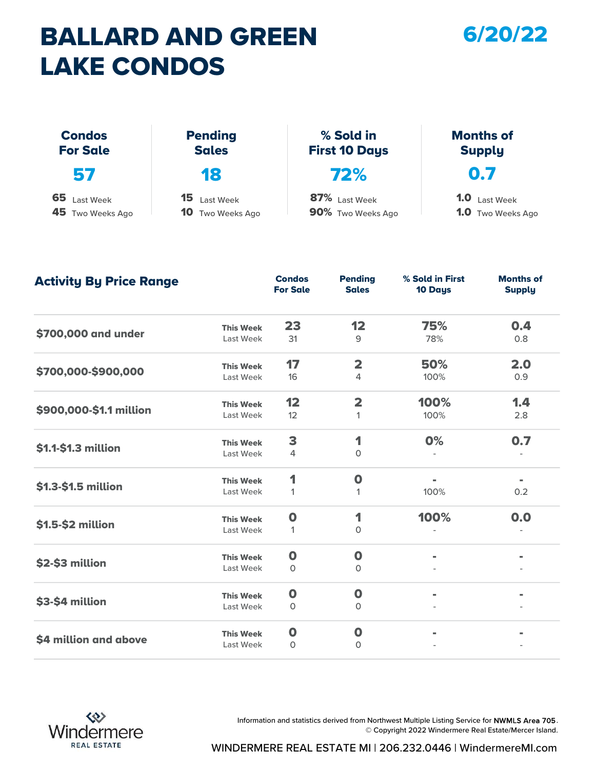# BALLARD AND GREEN LAKE CONDOS

**6/20/22**

| Condos For Sale | Pending Sales | % Sold in First 10 Days | Months of Supply |
|---|---|---|---|
| **57** | **18** | **72%** | **0.7** |
| 65 Last Week | 15 Last Week | 87% Last Week | 1.0 Last Week |
| 45 Two Weeks Ago | 10 Two Weeks Ago | 90% Two Weeks Ago | 1.0 Two Weeks Ago |

## Activity By Price Range

| Price Range | | Condos For Sale | Pending Sales | % Sold in First 10 Days | Months of Supply |
|---|---|---|---|---|---|
| $700,000 and under | This Week | 23 | 12 | 75% | 0.4 |
| | Last Week | 31 | 9 | 78% | 0.8 |
| $700,000-$900,000 | This Week | 17 | 2 | 50% | 2.0 |
| | Last Week | 16 | 4 | 100% | 0.9 |
| $900,000-$1.1 million | This Week | 12 | 2 | 100% | 1.4 |
| | Last Week | 12 | 1 | 100% | 2.8 |
| $1.1-$1.3 million | This Week | 3 | 1 | 0% | 0.7 |
| | Last Week | 4 | 0 | - | - |
| $1.3-$1.5 million | This Week | 1 | 0 | - | - |
| | Last Week | 1 | 1 | 100% | 0.2 |
| $1.5-$2 million | This Week | 0 | 1 | 100% | 0.0 |
| | Last Week | 1 | 0 | - | - |
| $2-$3 million | This Week | 0 | 0 | - | - |
| | Last Week | 0 | 0 | - | - |
| $3-$4 million | This Week | 0 | 0 | - | - |
| | Last Week | 0 | 0 | - | - |
| $4 million and above | This Week | 0 | 0 | - | - |
| | Last Week | 0 | 0 | - | - |

Windermere REAL ESTATE

Information and statistics derived from Northwest Multiple Listing Service for **NWMLS Area 705**.
© Copyright 2022 Windermere Real Estate/Mercer Island.

WINDERMERE REAL ESTATE MI | 206.232.0446 | WindermereMI.com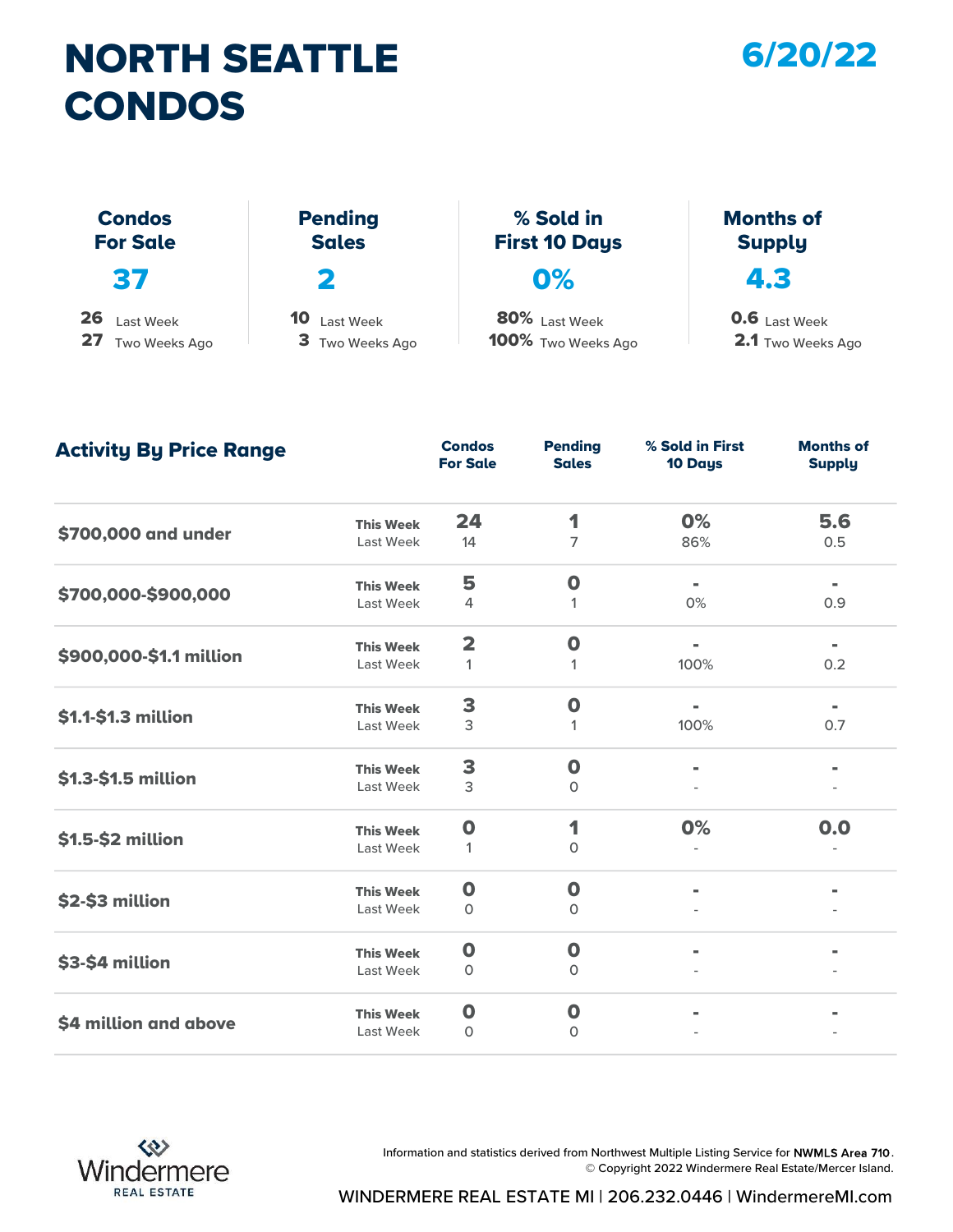# NORTH SEATTLE CONDOS

6/20/22

| Condos For Sale | Pending Sales | % Sold in First 10 Days | Months of Supply |
|---|---|---|---|
| **37** | **2** | **0%** | **4.3** |
| 26 Last Week | 10 Last Week | 80% Last Week | 0.6 Last Week |
| 27 Two Weeks Ago | 3 Two Weeks Ago | 100% Two Weeks Ago | 2.1 Two Weeks Ago |

## Activity By Price Range

| Price Range | | Condos For Sale | Pending Sales | % Sold in First 10 Days | Months of Supply |
|---|---|---|---|---|---|
| $700,000 and under | This Week | **24** | **1** | **0%** | **5.6** |
| | Last Week | 14 | 7 | 86% | 0.5 |
| $700,000-$900,000 | This Week | **5** | **0** | **-** | **-** |
| | Last Week | 4 | 1 | 0% | 0.9 |
| $900,000-$1.1 million | This Week | **2** | **0** | **-** | **-** |
| | Last Week | 1 | 1 | 100% | 0.2 |
| $1.1-$1.3 million | This Week | **3** | **0** | **-** | **-** |
| | Last Week | 3 | 1 | 100% | 0.7 |
| $1.3-$1.5 million | This Week | **3** | **0** | **-** | **-** |
| | Last Week | 3 | 0 | - | - |
| $1.5-$2 million | This Week | **0** | **1** | **0%** | **0.0** |
| | Last Week | 1 | 0 | - | - |
| $2-$3 million | This Week | **0** | **0** | **-** | **-** |
| | Last Week | 0 | 0 | - | - |
| $3-$4 million | This Week | **0** | **0** | **-** | **-** |
| | Last Week | 0 | 0 | - | - |
| $4 million and above | This Week | **0** | **0** | **-** | **-** |
| | Last Week | 0 | 0 | - | - |

Windermere REAL ESTATE

Information and statistics derived from Northwest Multiple Listing Service for **NWMLS Area 710**.
© Copyright 2022 Windermere Real Estate/Mercer Island.

WINDERMERE REAL ESTATE MI | 206.232.0446 | WindermereMI.com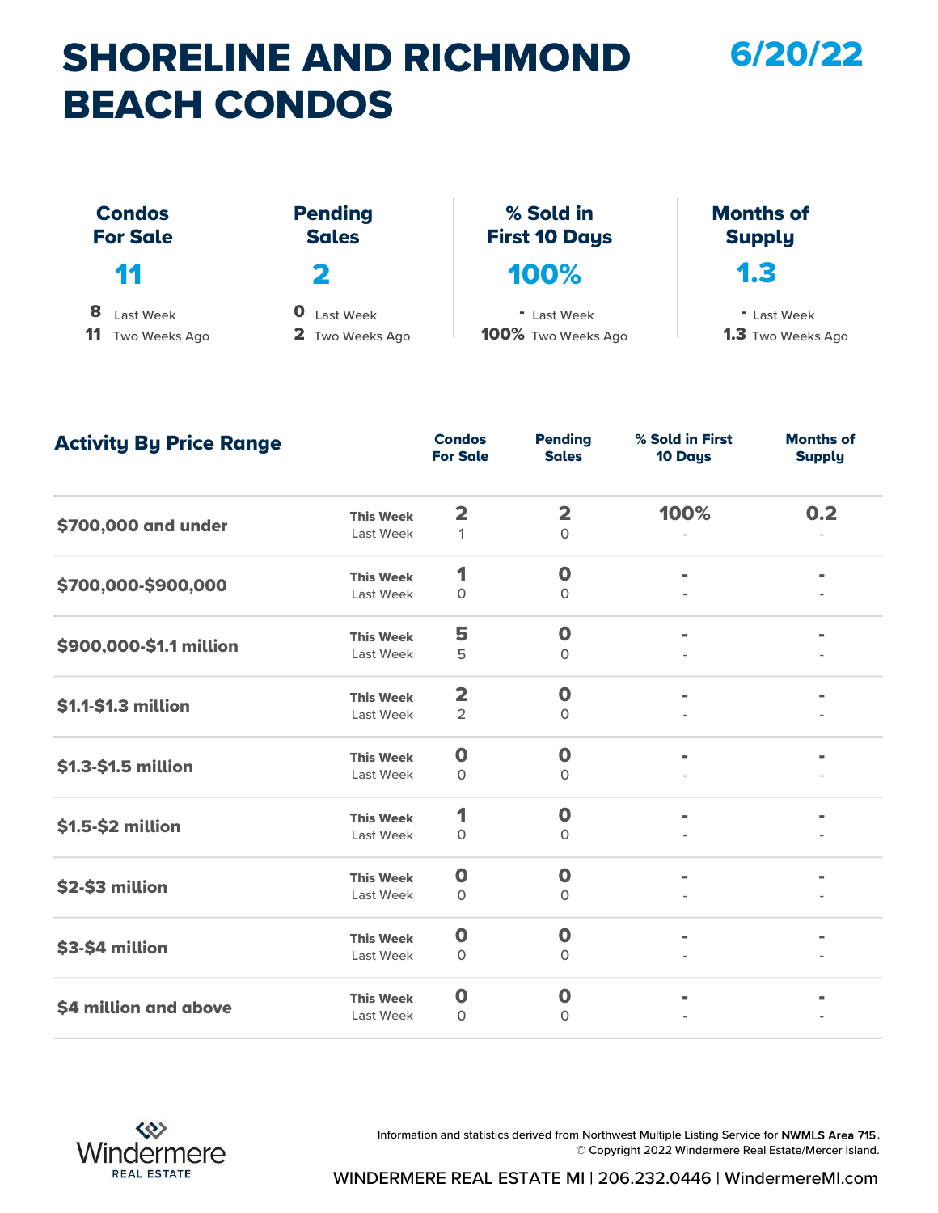# SHORELINE AND RICHMOND BEACH CONDOS

## 6/20/22

| Condos For Sale | Pending Sales | % Sold in First 10 Days | Months of Supply |
|---|---|---|---|
| **11** | **2** | **100%** | **1.3** |
| 8 Last Week | 0 Last Week | - Last Week | - Last Week |
| 11 Two Weeks Ago | 2 Two Weeks Ago | 100% Two Weeks Ago | 1.3 Two Weeks Ago |

## Activity By Price Range

| Price Range | | Condos For Sale | Pending Sales | % Sold in First 10 Days | Months of Supply |
|---|---|---|---|---|---|
| $700,000 and under | This Week | 2 | 2 | 100% | 0.2 |
| | Last Week | 1 | 0 | - | - |
| $700,000-$900,000 | This Week | 1 | 0 | - | - |
| | Last Week | 0 | 0 | - | - |
| $900,000-$1.1 million | This Week | 5 | 0 | - | - |
| | Last Week | 5 | 0 | - | - |
| $1.1-$1.3 million | This Week | 2 | 0 | - | - |
| | Last Week | 2 | 0 | - | - |
| $1.3-$1.5 million | This Week | 0 | 0 | - | - |
| | Last Week | 0 | 0 | - | - |
| $1.5-$2 million | This Week | 1 | 0 | - | - |
| | Last Week | 0 | 0 | - | - |
| $2-$3 million | This Week | 0 | 0 | - | - |
| | Last Week | 0 | 0 | - | - |
| $3-$4 million | This Week | 0 | 0 | - | - |
| | Last Week | 0 | 0 | - | - |
| $4 million and above | This Week | 0 | 0 | - | - |
| | Last Week | 0 | 0 | - | - |

Windermere REAL ESTATE

Information and statistics derived from Northwest Multiple Listing Service for **NWMLS Area 715**.
© Copyright 2022 Windermere Real Estate/Mercer Island.

WINDERMERE REAL ESTATE MI | 206.232.0446 | WindermereMI.com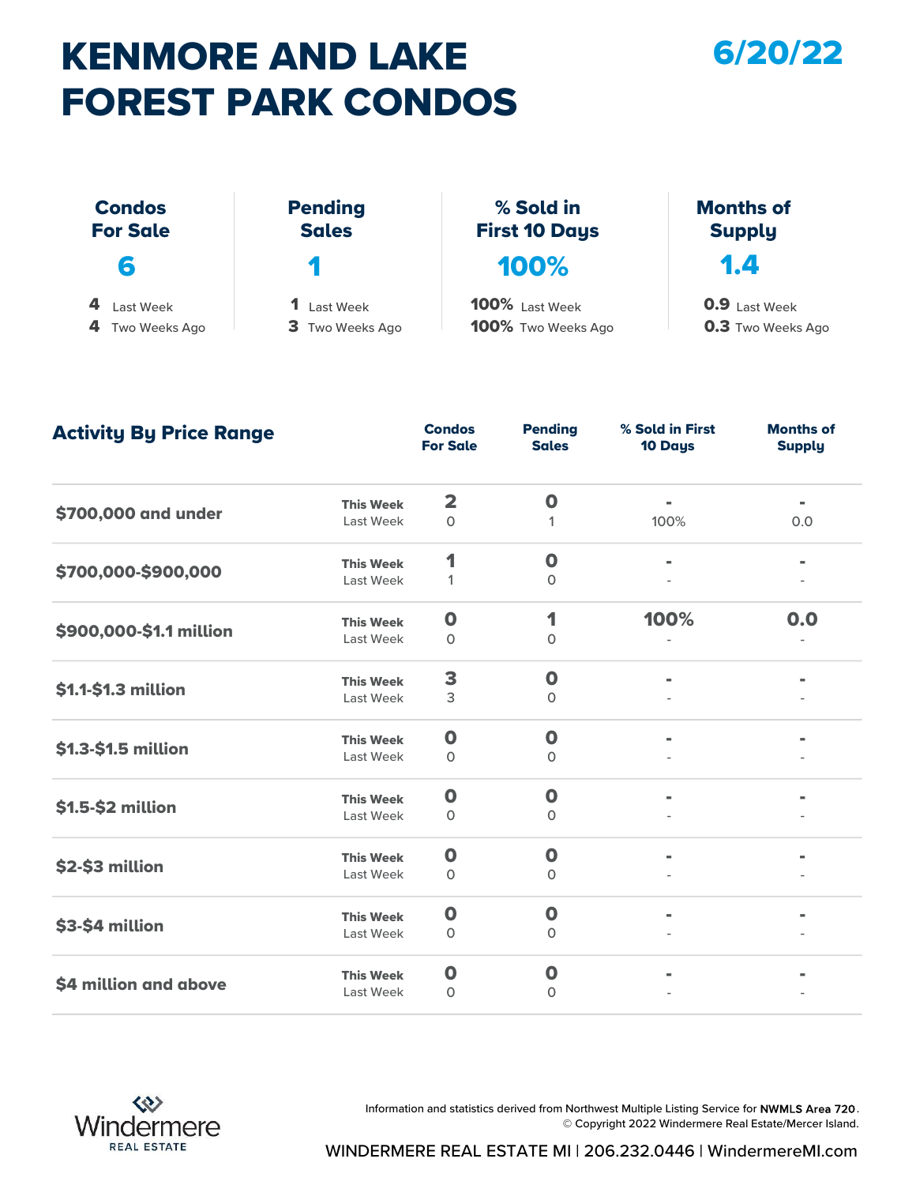# KENMORE AND LAKE FOREST PARK CONDOS

**6/20/22**

| Condos For Sale | Pending Sales | % Sold in First 10 Days | Months of Supply |
|---|---|---|---|
| **6** | **1** | **100%** | **1.4** |
| **4** Last Week | **1** Last Week | **100%** Last Week | **0.9** Last Week |
| **4** Two Weeks Ago | **3** Two Weeks Ago | **100%** Two Weeks Ago | **0.3** Two Weeks Ago |

## Activity By Price Range

| Price Range | | Condos For Sale | Pending Sales | % Sold in First 10 Days | Months of Supply |
|---|---|---|---|---|---|
| **$700,000 and under** | **This Week** | **2** | **0** | **-** | **-** |
| | Last Week | 0 | 1 | 100% | 0.0 |
| **$700,000-$900,000** | **This Week** | **1** | **0** | **-** | **-** |
| | Last Week | 1 | 0 | - | - |
| **$900,000-$1.1 million** | **This Week** | **0** | **1** | **100%** | **0.0** |
| | Last Week | 0 | 0 | - | - |
| **$1.1-$1.3 million** | **This Week** | **3** | **0** | **-** | **-** |
| | Last Week | 3 | 0 | - | - |
| **$1.3-$1.5 million** | **This Week** | **0** | **0** | **-** | **-** |
| | Last Week | 0 | 0 | - | - |
| **$1.5-$2 million** | **This Week** | **0** | **0** | **-** | **-** |
| | Last Week | 0 | 0 | - | - |
| **$2-$3 million** | **This Week** | **0** | **0** | **-** | **-** |
| | Last Week | 0 | 0 | - | - |
| **$3-$4 million** | **This Week** | **0** | **0** | **-** | **-** |
| | Last Week | 0 | 0 | - | - |
| **$4 million and above** | **This Week** | **0** | **0** | **-** | **-** |
| | Last Week | 0 | 0 | - | - |

Windermere REAL ESTATE

Information and statistics derived from Northwest Multiple Listing Service for **NWMLS Area 720**.
© Copyright 2022 Windermere Real Estate/Mercer Island.

WINDERMERE REAL ESTATE MI | 206.232.0446 | WindermereMI.com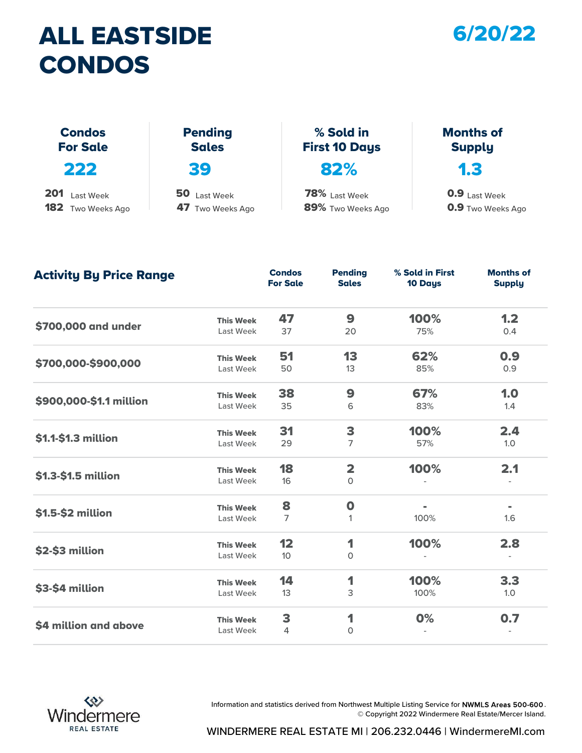# ALL EASTSIDE CONDOS

**6/20/22**

| Condos For Sale | Pending Sales | % Sold in First 10 Days | Months of Supply |
|---|---|---|---|
| **222** | **39** | **82%** | **1.3** |
| 201 Last Week | 50 Last Week | 78% Last Week | 0.9 Last Week |
| 182 Two Weeks Ago | 47 Two Weeks Ago | 89% Two Weeks Ago | 0.9 Two Weeks Ago |

## Activity By Price Range

| Price Range | | Condos For Sale | Pending Sales | % Sold in First 10 Days | Months of Supply |
|---|---|---|---|---|---|
| $700,000 and under | This Week | 47 | 9 | 100% | 1.2 |
| | Last Week | 37 | 20 | 75% | 0.4 |
| $700,000-$900,000 | This Week | 51 | 13 | 62% | 0.9 |
| | Last Week | 50 | 13 | 85% | 0.9 |
| $900,000-$1.1 million | This Week | 38 | 9 | 67% | 1.0 |
| | Last Week | 35 | 6 | 83% | 1.4 |
| $1.1-$1.3 million | This Week | 31 | 3 | 100% | 2.4 |
| | Last Week | 29 | 7 | 57% | 1.0 |
| $1.3-$1.5 million | This Week | 18 | 2 | 100% | 2.1 |
| | Last Week | 16 | 0 | - | - |
| $1.5-$2 million | This Week | 8 | 0 | - | - |
| | Last Week | 7 | 1 | 100% | 1.6 |
| $2-$3 million | This Week | 12 | 1 | 100% | 2.8 |
| | Last Week | 10 | 0 | - | - |
| $3-$4 million | This Week | 14 | 1 | 100% | 3.3 |
| | Last Week | 13 | 3 | 100% | 1.0 |
| $4 million and above | This Week | 3 | 1 | 0% | 0.7 |
| | Last Week | 4 | 0 | - | - |

Windermere REAL ESTATE

Information and statistics derived from Northwest Multiple Listing Service for **NWMLS Areas 500-600**.
© Copyright 2022 Windermere Real Estate/Mercer Island.

WINDERMERE REAL ESTATE MI | 206.232.0446 | WindermereMI.com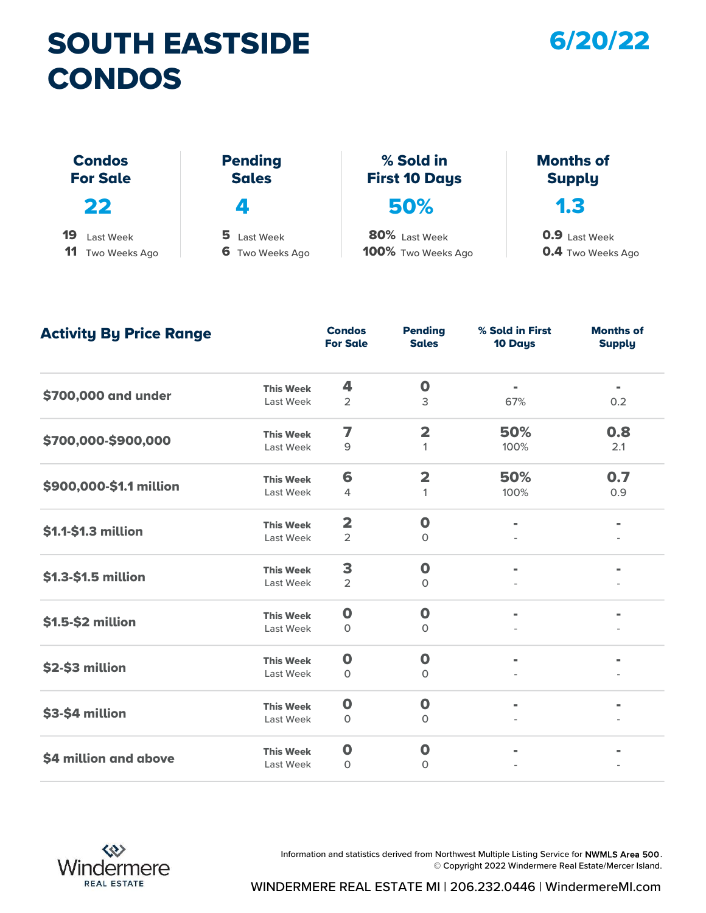# SOUTH EASTSIDE CONDOS

**6/20/22**

| Condos For Sale | Pending Sales | % Sold in First 10 Days | Months of Supply |
|---|---|---|---|
| **22** | **4** | **50%** | **1.3** |
| 19 Last Week | 5 Last Week | 80% Last Week | 0.9 Last Week |
| 11 Two Weeks Ago | 6 Two Weeks Ago | 100% Two Weeks Ago | 0.4 Two Weeks Ago |

## Activity By Price Range

| Price Range | | Condos For Sale | Pending Sales | % Sold in First 10 Days | Months of Supply |
|---|---|---|---|---|---|
| $700,000 and under | **This Week** | **4** | **0** | **-** | **-** |
| | Last Week | 2 | 3 | 67% | 0.2 |
| $700,000-$900,000 | **This Week** | **7** | **2** | **50%** | **0.8** |
| | Last Week | 9 | 1 | 100% | 2.1 |
| $900,000-$1.1 million | **This Week** | **6** | **2** | **50%** | **0.7** |
| | Last Week | 4 | 1 | 100% | 0.9 |
| $1.1-$1.3 million | **This Week** | **2** | **0** | **-** | **-** |
| | Last Week | 2 | 0 | - | - |
| $1.3-$1.5 million | **This Week** | **3** | **0** | **-** | **-** |
| | Last Week | 2 | 0 | - | - |
| $1.5-$2 million | **This Week** | **0** | **0** | **-** | **-** |
| | Last Week | 0 | 0 | - | - |
| $2-$3 million | **This Week** | **0** | **0** | **-** | **-** |
| | Last Week | 0 | 0 | - | - |
| $3-$4 million | **This Week** | **0** | **0** | **-** | **-** |
| | Last Week | 0 | 0 | - | - |
| $4 million and above | **This Week** | **0** | **0** | **-** | **-** |
| | Last Week | 0 | 0 | - | - |

Windermere REAL ESTATE

Information and statistics derived from Northwest Multiple Listing Service for **NWMLS Area 500**.
© Copyright 2022 Windermere Real Estate/Mercer Island.

WINDERMERE REAL ESTATE MI | 206.232.0446 | WindermereMI.com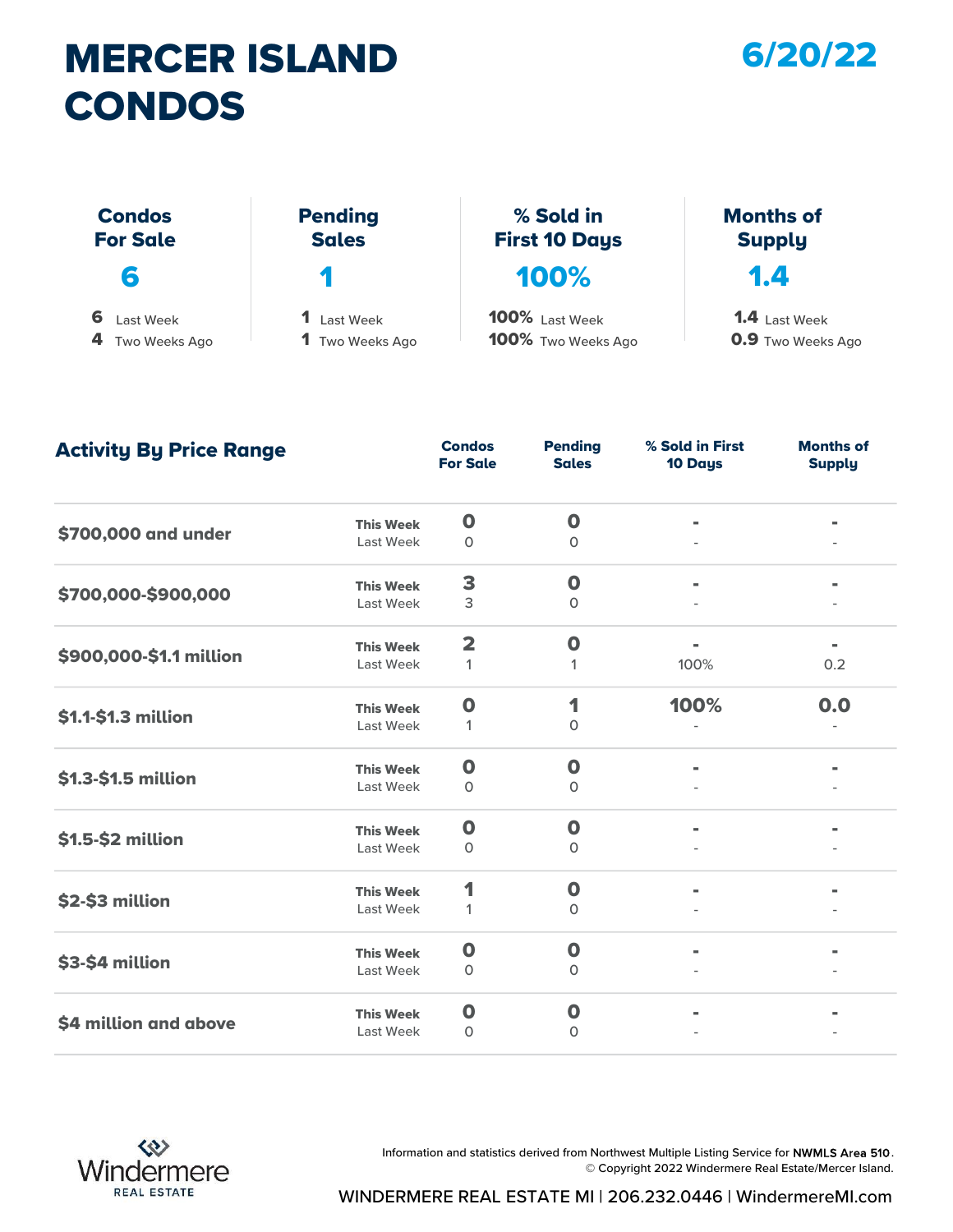# MERCER ISLAND CONDOS

**6/20/22**

| Condos For Sale | Pending Sales | % Sold in First 10 Days | Months of Supply |
|---|---|---|---|
| **6** | **1** | **100%** | **1.4** |
| 6 Last Week | 1 Last Week | 100% Last Week | 1.4 Last Week |
| 4 Two Weeks Ago | 1 Two Weeks Ago | 100% Two Weeks Ago | 0.9 Two Weeks Ago |

## Activity By Price Range

| Price Range | | Condos For Sale | Pending Sales | % Sold in First 10 Days | Months of Supply |
|---|---|---|---|---|---|
| $700,000 and under | **This Week** | **0** | **0** | **-** | **-** |
| | Last Week | 0 | 0 | - | - |
| $700,000-$900,000 | **This Week** | **3** | **0** | **-** | **-** |
| | Last Week | 3 | 0 | - | - |
| $900,000-$1.1 million | **This Week** | **2** | **0** | **-** | **-** |
| | Last Week | 1 | 1 | 100% | 0.2 |
| $1.1-$1.3 million | **This Week** | **0** | **1** | **100%** | **0.0** |
| | Last Week | 1 | 0 | - | - |
| $1.3-$1.5 million | **This Week** | **0** | **0** | **-** | **-** |
| | Last Week | 0 | 0 | - | - |
| $1.5-$2 million | **This Week** | **0** | **0** | **-** | **-** |
| | Last Week | 0 | 0 | - | - |
| $2-$3 million | **This Week** | **1** | **0** | **-** | **-** |
| | Last Week | 1 | 0 | - | - |
| $3-$4 million | **This Week** | **0** | **0** | **-** | **-** |
| | Last Week | 0 | 0 | - | - |
| $4 million and above | **This Week** | **0** | **0** | **-** | **-** |
| | Last Week | 0 | 0 | - | - |

Windermere REAL ESTATE

Information and statistics derived from Northwest Multiple Listing Service for **NWMLS Area 510**.
© Copyright 2022 Windermere Real Estate/Mercer Island.

WINDERMERE REAL ESTATE MI | 206.232.0446 | WindermereMI.com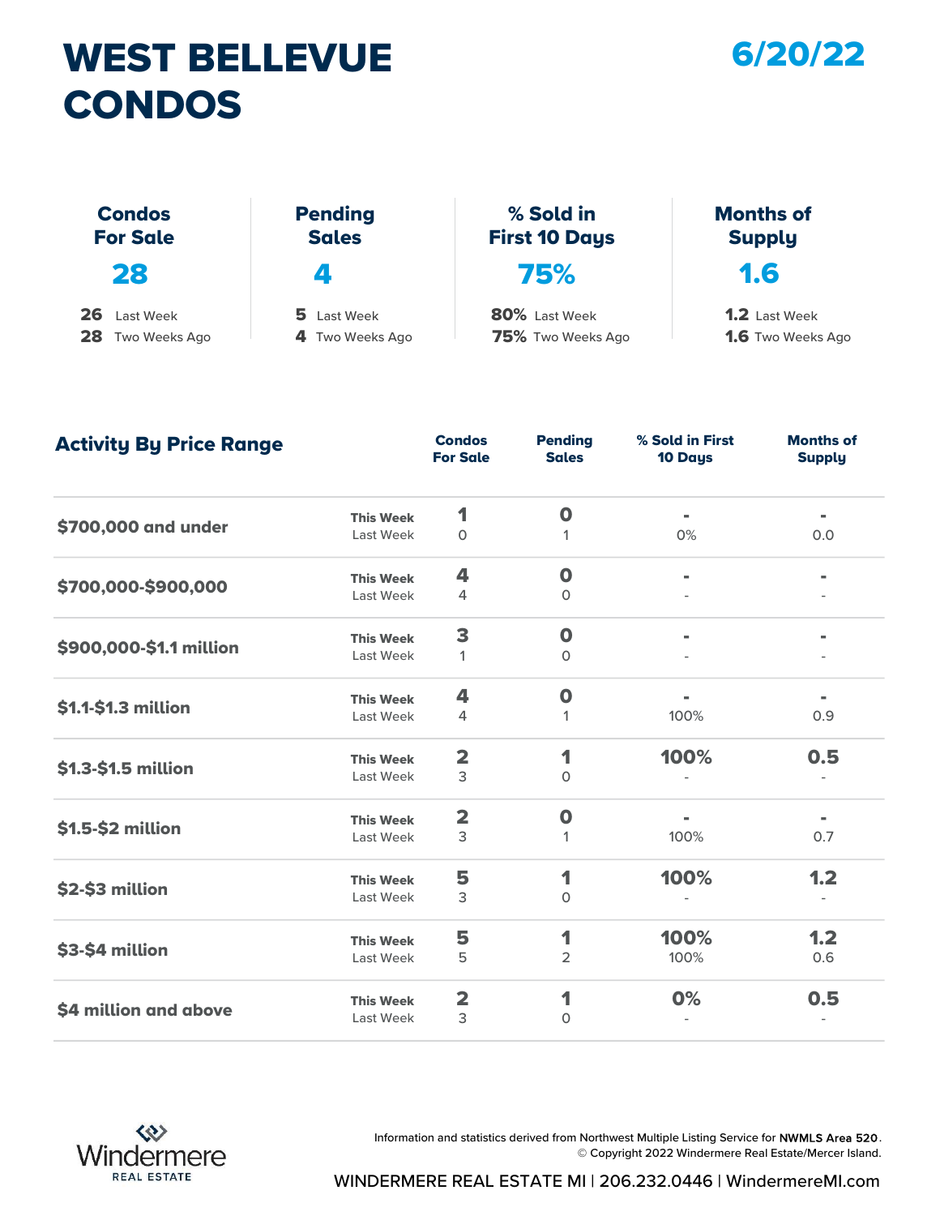# WEST BELLEVUE CONDOS

**6/20/22**

| Condos For Sale | Pending Sales | % Sold in First 10 Days | Months of Supply |
|---|---|---|---|
| **28** | **4** | **75%** | **1.6** |
| **26** Last Week | **5** Last Week | **80%** Last Week | **1.2** Last Week |
| **28** Two Weeks Ago | **4** Two Weeks Ago | **75%** Two Weeks Ago | **1.6** Two Weeks Ago |

## Activity By Price Range

| Price Range | | Condos For Sale | Pending Sales | % Sold in First 10 Days | Months of Supply |
|---|---|---|---|---|---|
| **$700,000 and under** | **This Week** | **1** | **0** | **-** | **-** |
| | Last Week | 0 | 1 | 0% | 0.0 |
| **$700,000-$900,000** | **This Week** | **4** | **0** | **-** | **-** |
| | Last Week | 4 | 0 | - | - |
| **$900,000-$1.1 million** | **This Week** | **3** | **0** | **-** | **-** |
| | Last Week | 1 | 0 | - | - |
| **$1.1-$1.3 million** | **This Week** | **4** | **0** | **-** | **-** |
| | Last Week | 4 | 1 | 100% | 0.9 |
| **$1.3-$1.5 million** | **This Week** | **2** | **1** | **100%** | **0.5** |
| | Last Week | 3 | 0 | - | - |
| **$1.5-$2 million** | **This Week** | **2** | **0** | **-** | **-** |
| | Last Week | 3 | 1 | 100% | 0.7 |
| **$2-$3 million** | **This Week** | **5** | **1** | **100%** | **1.2** |
| | Last Week | 3 | 0 | - | - |
| **$3-$4 million** | **This Week** | **5** | **1** | **100%** | **1.2** |
| | Last Week | 5 | 2 | 100% | 0.6 |
| **$4 million and above** | **This Week** | **2** | **1** | **0%** | **0.5** |
| | Last Week | 3 | 0 | - | - |

Windermere REAL ESTATE

Information and statistics derived from Northwest Multiple Listing Service for **NWMLS Area 520**.
© Copyright 2022 Windermere Real Estate/Mercer Island.

WINDERMERE REAL ESTATE MI | 206.232.0446 | WindermereMI.com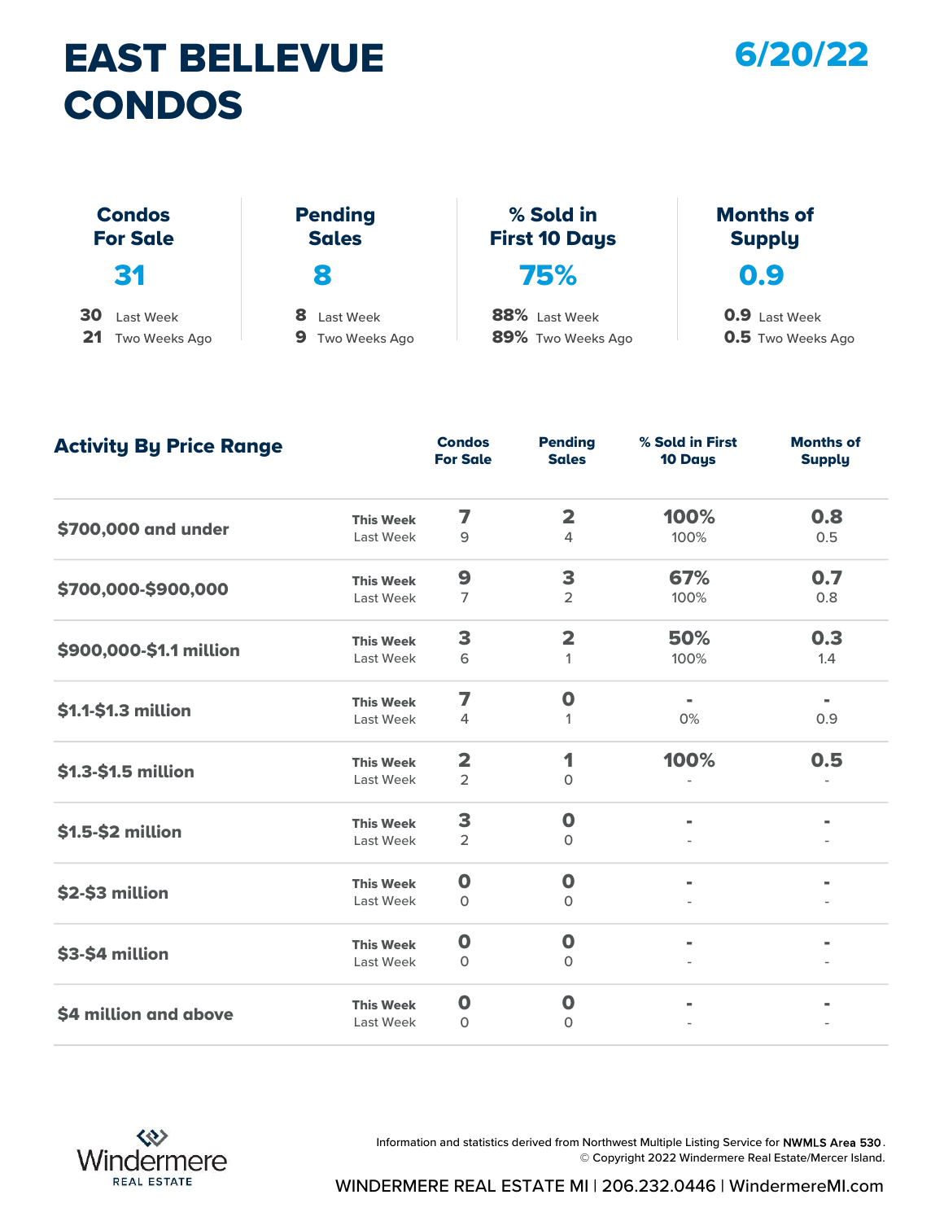# EAST BELLEVUE CONDOS

## 6/20/22

| | Condos For Sale | Pending Sales | % Sold in First 10 Days | Months of Supply |
|---|---|---|---|---|
| Current | 31 | 8 | 75% | 0.9 |
| Last Week | 30 | 8 | 88% | 0.9 |
| Two Weeks Ago | 21 | 9 | 89% | 0.5 |

## Activity By Price Range

| Price Range | | Condos For Sale | Pending Sales | % Sold in First 10 Days | Months of Supply |
|---|---|---|---|---|---|
| $700,000 and under | This Week | 7 | 2 | 100% | 0.8 |
| | Last Week | 9 | 4 | 100% | 0.5 |
| $700,000-$900,000 | This Week | 9 | 3 | 67% | 0.7 |
| | Last Week | 7 | 2 | 100% | 0.8 |
| $900,000-$1.1 million | This Week | 3 | 2 | 50% | 0.3 |
| | Last Week | 6 | 1 | 100% | 1.4 |
| $1.1-$1.3 million | This Week | 7 | 0 | - | - |
| | Last Week | 4 | 1 | 0% | 0.9 |
| $1.3-$1.5 million | This Week | 2 | 1 | 100% | 0.5 |
| | Last Week | 2 | 0 | - | - |
| $1.5-$2 million | This Week | 3 | 0 | - | - |
| | Last Week | 2 | 0 | - | - |
| $2-$3 million | This Week | 0 | 0 | - | - |
| | Last Week | 0 | 0 | - | - |
| $3-$4 million | This Week | 0 | 0 | - | - |
| | Last Week | 0 | 0 | - | - |
| $4 million and above | This Week | 0 | 0 | - | - |
| | Last Week | 0 | 0 | - | - |

Windermere REAL ESTATE

Information and statistics derived from Northwest Multiple Listing Service for **NWMLS Area 530**.
© Copyright 2022 Windermere Real Estate/Mercer Island.

WINDERMERE REAL ESTATE MI | 206.232.0446 | WindermereMI.com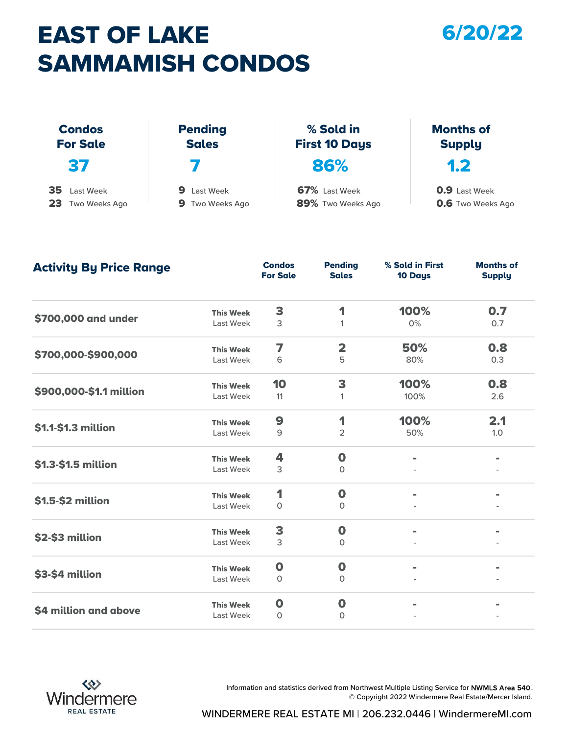# EAST OF LAKE SAMMAMISH CONDOS

**6/20/22**

| Condos For Sale | Pending Sales | % Sold in First 10 Days | Months of Supply |
|---|---|---|---|
| **37** | **7** | **86%** | **1.2** |
| 35 Last Week | 9 Last Week | 67% Last Week | 0.9 Last Week |
| 23 Two Weeks Ago | 9 Two Weeks Ago | 89% Two Weeks Ago | 0.6 Two Weeks Ago |

## Activity By Price Range

| Price Range | | Condos For Sale | Pending Sales | % Sold in First 10 Days | Months of Supply |
|---|---|---|---|---|---|
| $700,000 and under | This Week | 3 | 1 | 100% | 0.7 |
| | Last Week | 3 | 1 | 0% | 0.7 |
| $700,000-$900,000 | This Week | 7 | 2 | 50% | 0.8 |
| | Last Week | 6 | 5 | 80% | 0.3 |
| $900,000-$1.1 million | This Week | 10 | 3 | 100% | 0.8 |
| | Last Week | 11 | 1 | 100% | 2.6 |
| $1.1-$1.3 million | This Week | 9 | 1 | 100% | 2.1 |
| | Last Week | 9 | 2 | 50% | 1.0 |
| $1.3-$1.5 million | This Week | 4 | 0 | - | - |
| | Last Week | 3 | 0 | - | - |
| $1.5-$2 million | This Week | 1 | 0 | - | - |
| | Last Week | 0 | 0 | - | - |
| $2-$3 million | This Week | 3 | 0 | - | - |
| | Last Week | 3 | 0 | - | - |
| $3-$4 million | This Week | 0 | 0 | - | - |
| | Last Week | 0 | 0 | - | - |
| $4 million and above | This Week | 0 | 0 | - | - |
| | Last Week | 0 | 0 | - | - |

Windermere REAL ESTATE

Information and statistics derived from Northwest Multiple Listing Service for **NWMLS Area 540**.
© Copyright 2022 Windermere Real Estate/Mercer Island.

WINDERMERE REAL ESTATE MI | 206.232.0446 | WindermereMI.com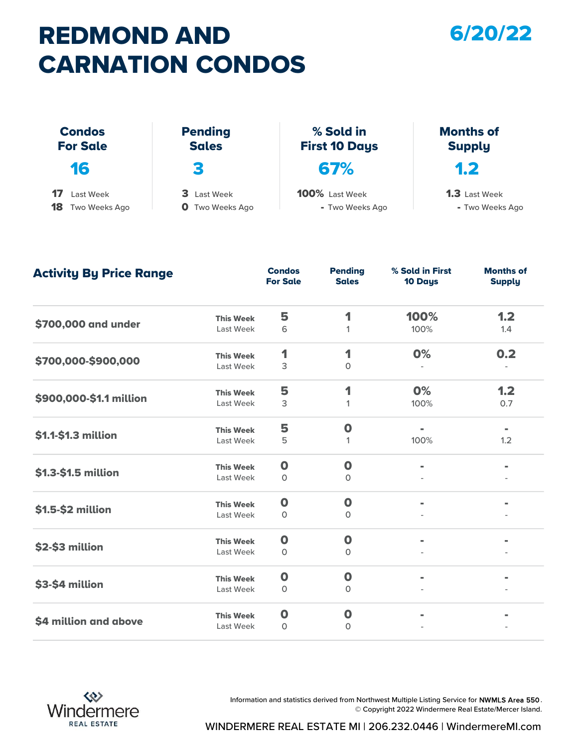# REDMOND AND CARNATION CONDOS

**6/20/22**

| | Condos For Sale | Pending Sales | % Sold in First 10 Days | Months of Supply |
|---|---|---|---|---|
| Current | 16 | 3 | 67% | 1.2 |
| Last Week | 17 | 3 | 100% | 1.3 |
| Two Weeks Ago | 18 | 0 | - | - |

## Activity By Price Range

| Price Range | | Condos For Sale | Pending Sales | % Sold in First 10 Days | Months of Supply |
|---|---|---|---|---|---|
| $700,000 and under | This Week | 5 | 1 | 100% | 1.2 |
| | Last Week | 6 | 1 | 100% | 1.4 |
| $700,000-$900,000 | This Week | 1 | 1 | 0% | 0.2 |
| | Last Week | 3 | 0 | - | - |
| $900,000-$1.1 million | This Week | 5 | 1 | 0% | 1.2 |
| | Last Week | 3 | 1 | 100% | 0.7 |
| $1.1-$1.3 million | This Week | 5 | 0 | - | - |
| | Last Week | 5 | 1 | 100% | 1.2 |
| $1.3-$1.5 million | This Week | 0 | 0 | - | - |
| | Last Week | 0 | 0 | - | - |
| $1.5-$2 million | This Week | 0 | 0 | - | - |
| | Last Week | 0 | 0 | - | - |
| $2-$3 million | This Week | 0 | 0 | - | - |
| | Last Week | 0 | 0 | - | - |
| $3-$4 million | This Week | 0 | 0 | - | - |
| | Last Week | 0 | 0 | - | - |
| $4 million and above | This Week | 0 | 0 | - | - |
| | Last Week | 0 | 0 | - | - |

Windermere REAL ESTATE

Information and statistics derived from Northwest Multiple Listing Service for **NWMLS Area 550**.
© Copyright 2022 Windermere Real Estate/Mercer Island.

WINDERMERE REAL ESTATE MI | 206.232.0446 | WindermereMI.com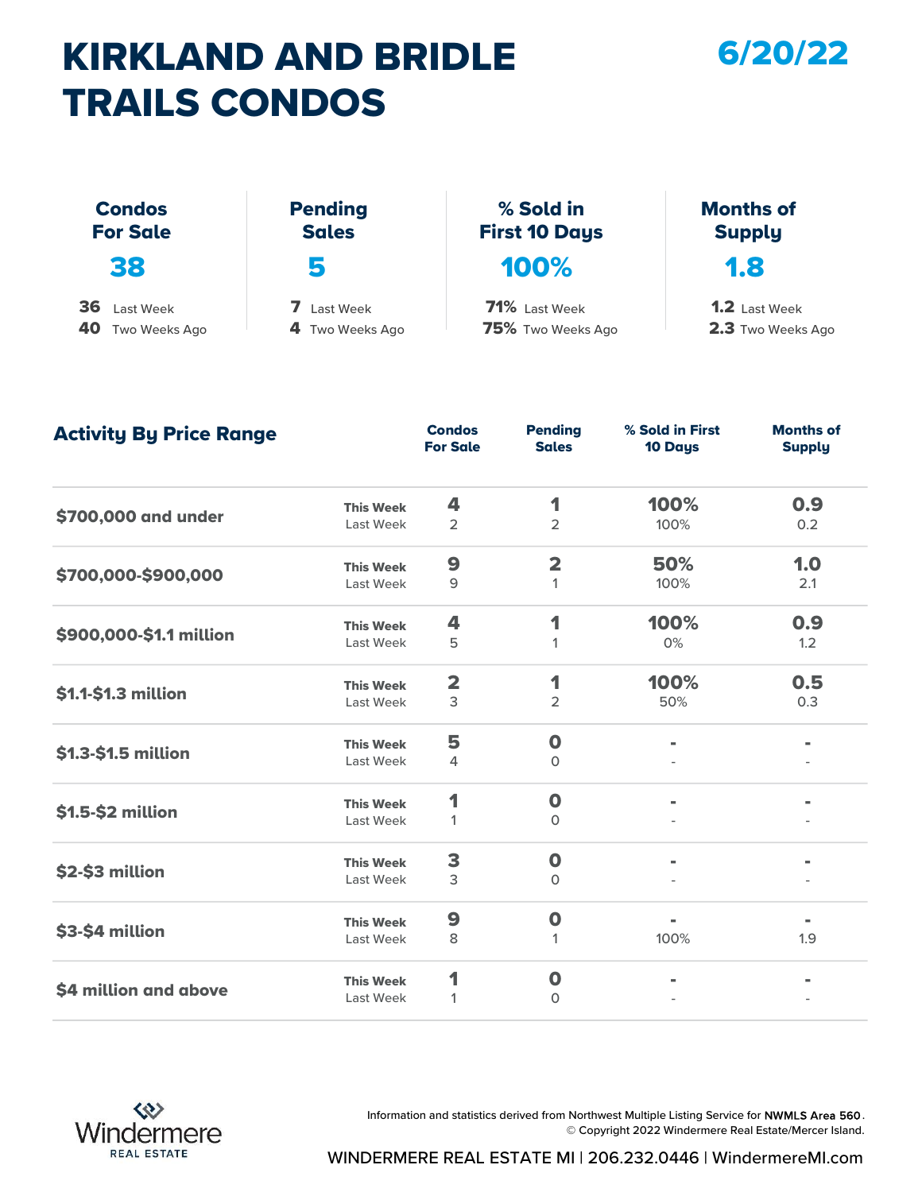# KIRKLAND AND BRIDLE TRAILS CONDOS

**6/20/22**

| | Condos For Sale | Pending Sales | % Sold in First 10 Days | Months of Supply |
|---|---|---|---|---|
| This Week | **38** | **5** | **100%** | **1.8** |
| Last Week | 36 | 7 | 71% | 1.2 |
| Two Weeks Ago | 40 | 4 | 75% | 2.3 |

## Activity By Price Range

| Price Range | | Condos For Sale | Pending Sales | % Sold in First 10 Days | Months of Supply |
|---|---|---|---|---|---|
| $700,000 and under | **This Week** | **4** | **1** | **100%** | **0.9** |
| | Last Week | 2 | 2 | 100% | 0.2 |
| $700,000-$900,000 | **This Week** | **9** | **2** | **50%** | **1.0** |
| | Last Week | 9 | 1 | 100% | 2.1 |
| $900,000-$1.1 million | **This Week** | **4** | **1** | **100%** | **0.9** |
| | Last Week | 5 | 1 | 0% | 1.2 |
| $1.1-$1.3 million | **This Week** | **2** | **1** | **100%** | **0.5** |
| | Last Week | 3 | 2 | 50% | 0.3 |
| $1.3-$1.5 million | **This Week** | **5** | **0** | **-** | **-** |
| | Last Week | 4 | 0 | - | - |
| $1.5-$2 million | **This Week** | **1** | **0** | **-** | **-** |
| | Last Week | 1 | 0 | - | - |
| $2-$3 million | **This Week** | **3** | **0** | **-** | **-** |
| | Last Week | 3 | 0 | - | - |
| $3-$4 million | **This Week** | **9** | **0** | **-** | **-** |
| | Last Week | 8 | 1 | 100% | 1.9 |
| $4 million and above | **This Week** | **1** | **0** | **-** | **-** |
| | Last Week | 1 | 0 | - | - |

Information and statistics derived from Northwest Multiple Listing Service for **NWMLS Area 560**.
© Copyright 2022 Windermere Real Estate/Mercer Island.

Windermere REAL ESTATE

WINDERMERE REAL ESTATE MI | 206.232.0446 | WindermereMI.com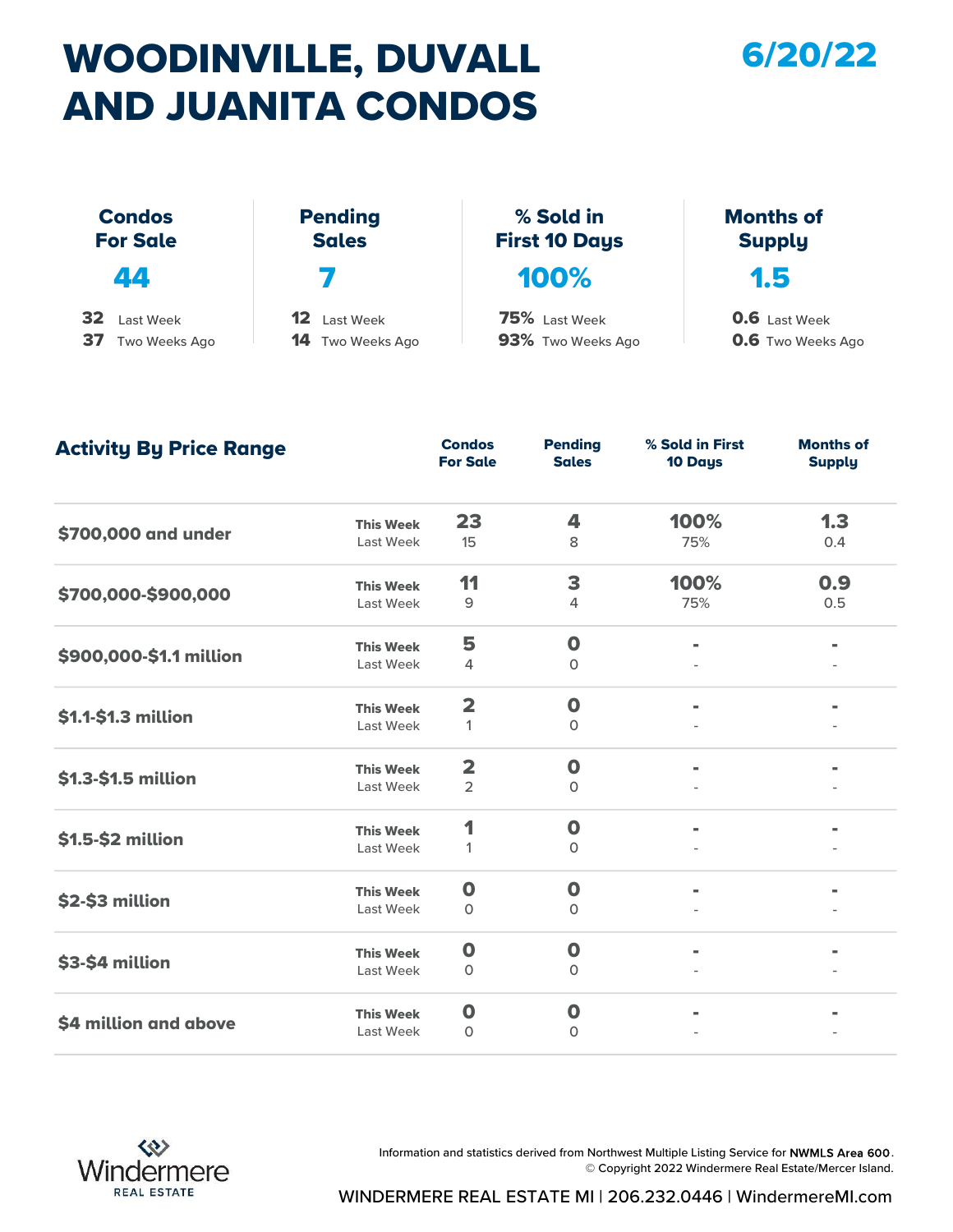# WOODINVILLE, DUVALL AND JUANITA CONDOS

**6/20/22**

| Condos For Sale | Pending Sales | % Sold in First 10 Days | Months of Supply |
|---|---|---|---|
| **44** | **7** | **100%** | **1.5** |
| 32 Last Week | 12 Last Week | 75% Last Week | 0.6 Last Week |
| 37 Two Weeks Ago | 14 Two Weeks Ago | 93% Two Weeks Ago | 0.6 Two Weeks Ago |

## Activity By Price Range

| Price Range | | Condos For Sale | Pending Sales | % Sold in First 10 Days | Months of Supply |
|---|---|---|---|---|---|
| $700,000 and under | This Week | 23 | 4 | 100% | 1.3 |
| | Last Week | 15 | 8 | 75% | 0.4 |
| $700,000-$900,000 | This Week | 11 | 3 | 100% | 0.9 |
| | Last Week | 9 | 4 | 75% | 0.5 |
| $900,000-$1.1 million | This Week | 5 | 0 | - | - |
| | Last Week | 4 | 0 | - | - |
| $1.1-$1.3 million | This Week | 2 | 0 | - | - |
| | Last Week | 1 | 0 | - | - |
| $1.3-$1.5 million | This Week | 2 | 0 | - | - |
| | Last Week | 2 | 0 | - | - |
| $1.5-$2 million | This Week | 1 | 0 | - | - |
| | Last Week | 1 | 0 | - | - |
| $2-$3 million | This Week | 0 | 0 | - | - |
| | Last Week | 0 | 0 | - | - |
| $3-$4 million | This Week | 0 | 0 | - | - |
| | Last Week | 0 | 0 | - | - |
| $4 million and above | This Week | 0 | 0 | - | - |
| | Last Week | 0 | 0 | - | - |

Windermere REAL ESTATE

Information and statistics derived from Northwest Multiple Listing Service for **NWMLS Area 600**.
© Copyright 2022 Windermere Real Estate/Mercer Island.

WINDERMERE REAL ESTATE MI | 206.232.0446 | WindermereMI.com